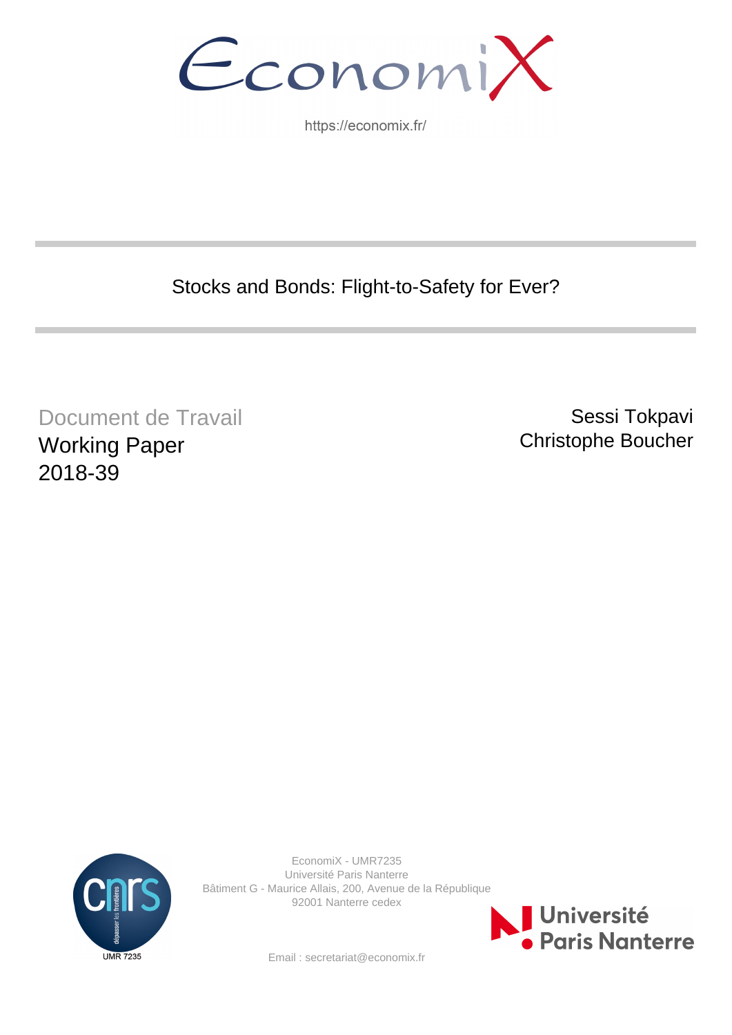EconomiX

https://economix.fr/

# Stocks and Bonds: Flight-to-Safety for Ever?

Document de Travail

Working Paper

2018-39

Sessi Tokpavi

Christophe Boucher

EconomiX - UMR7235
Université Paris Nanterre
Bâtiment G - Maurice Allais, 200, Avenue de la République
92001 Nanterre cedex

Email : secretariat@economix.fr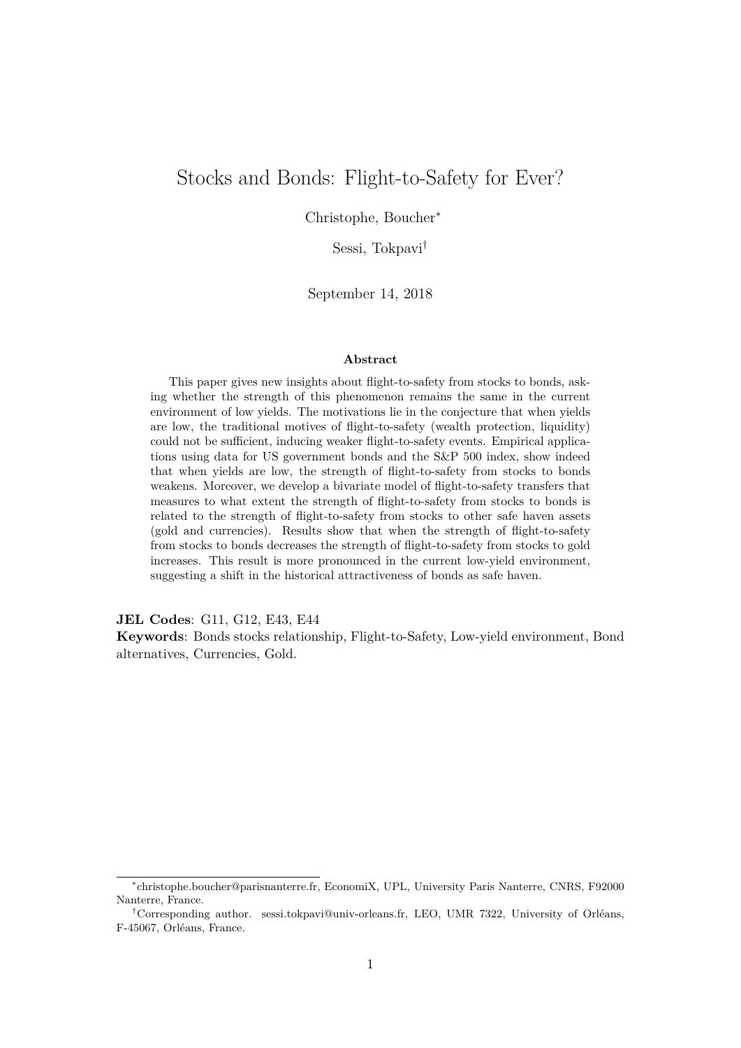# Stocks and Bonds: Flight-to-Safety for Ever?

Christophe, Boucher[*]

Sessi, Tokpavi[†]

September 14, 2018

### Abstract

This paper gives new insights about flight-to-safety from stocks to bonds, asking whether the strength of this phenomenon remains the same in the current environment of low yields. The motivations lie in the conjecture that when yields are low, the traditional motives of flight-to-safety (wealth protection, liquidity) could not be sufficient, inducing weaker flight-to-safety events. Empirical applications using data for US government bonds and the S&P 500 index, show indeed that when yields are low, the strength of flight-to-safety from stocks to bonds weakens. Moreover, we develop a bivariate model of flight-to-safety transfers that measures to what extent the strength of flight-to-safety from stocks to bonds is related to the strength of flight-to-safety from stocks to other safe haven assets (gold and currencies). Results show that when the strength of flight-to-safety from stocks to bonds decreases the strength of flight-to-safety from stocks to gold increases. This result is more pronounced in the current low-yield environment, suggesting a shift in the historical attractiveness of bonds as safe haven.

**JEL Codes**: G11, G12, E43, E44

**Keywords**: Bonds stocks relationship, Flight-to-Safety, Low-yield environment, Bond alternatives, Currencies, Gold.

---

[*] christophe.boucher@parisnanterre.fr, EconomiX, UPL, University Paris Nanterre, CNRS, F92000 Nanterre, France.

[†] Corresponding author. sessi.tokpavi@univ-orleans.fr, LEO, UMR 7322, University of Orléans, F-45067, Orléans, France.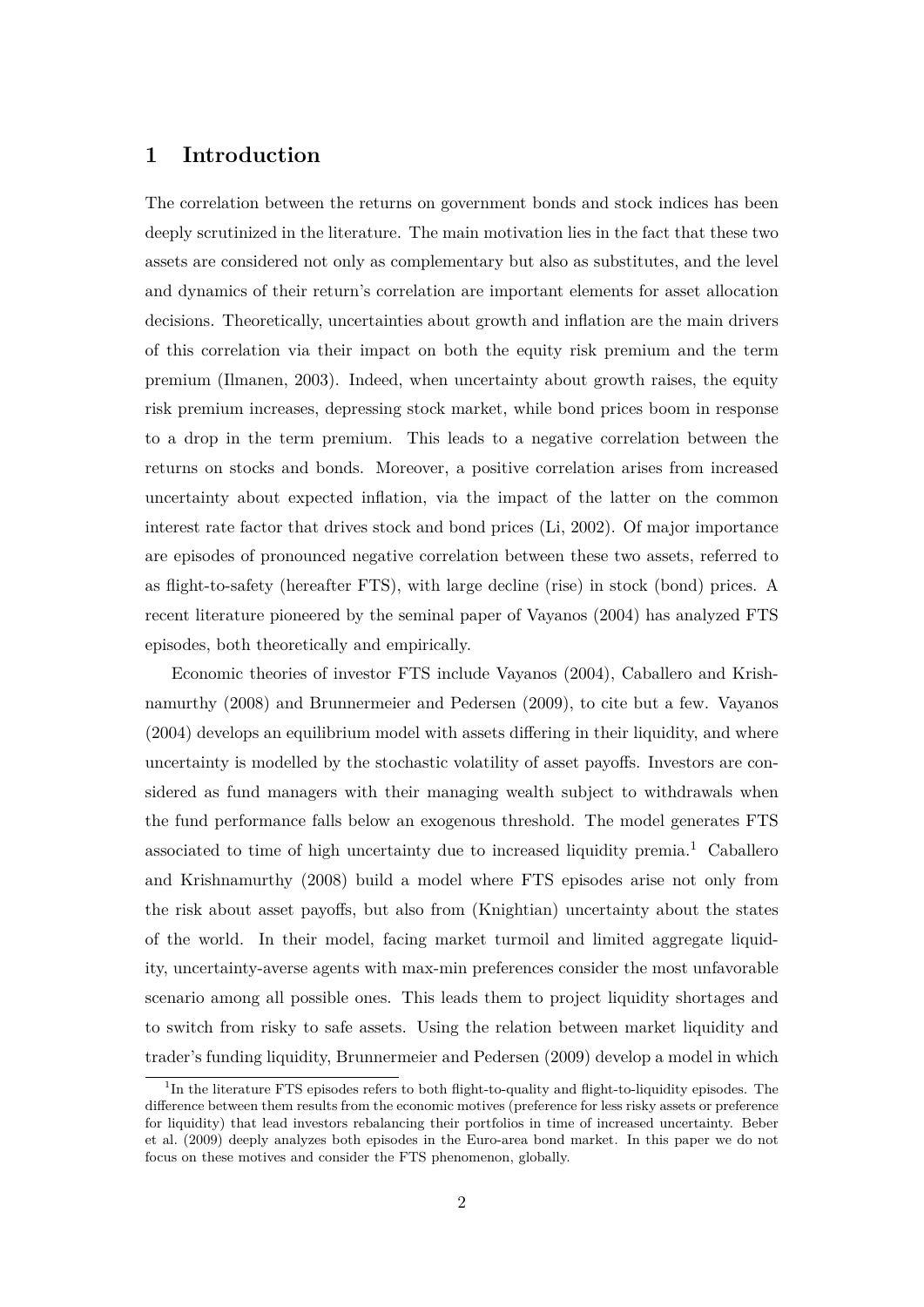# 1 Introduction

The correlation between the returns on government bonds and stock indices has been deeply scrutinized in the literature. The main motivation lies in the fact that these two assets are considered not only as complementary but also as substitutes, and the level and dynamics of their return's correlation are important elements for asset allocation decisions. Theoretically, uncertainties about growth and inflation are the main drivers of this correlation via their impact on both the equity risk premium and the term premium (Ilmanen, 2003). Indeed, when uncertainty about growth raises, the equity risk premium increases, depressing stock market, while bond prices boom in response to a drop in the term premium. This leads to a negative correlation between the returns on stocks and bonds. Moreover, a positive correlation arises from increased uncertainty about expected inflation, via the impact of the latter on the common interest rate factor that drives stock and bond prices (Li, 2002). Of major importance are episodes of pronounced negative correlation between these two assets, referred to as flight-to-safety (hereafter FTS), with large decline (rise) in stock (bond) prices. A recent literature pioneered by the seminal paper of Vayanos (2004) has analyzed FTS episodes, both theoretically and empirically.

Economic theories of investor FTS include Vayanos (2004), Caballero and Krishnamurthy (2008) and Brunnermeier and Pedersen (2009), to cite but a few. Vayanos (2004) develops an equilibrium model with assets differing in their liquidity, and where uncertainty is modelled by the stochastic volatility of asset payoffs. Investors are considered as fund managers with their managing wealth subject to withdrawals when the fund performance falls below an exogenous threshold. The model generates FTS associated to time of high uncertainty due to increased liquidity premia.[1] Caballero and Krishnamurthy (2008) build a model where FTS episodes arise not only from the risk about asset payoffs, but also from (Knightian) uncertainty about the states of the world. In their model, facing market turmoil and limited aggregate liquidity, uncertainty-averse agents with max-min preferences consider the most unfavorable scenario among all possible ones. This leads them to project liquidity shortages and to switch from risky to safe assets. Using the relation between market liquidity and trader's funding liquidity, Brunnermeier and Pedersen (2009) develop a model in which

[1] In the literature FTS episodes refers to both flight-to-quality and flight-to-liquidity episodes. The difference between them results from the economic motives (preference for less risky assets or preference for liquidity) that lead investors rebalancing their portfolios in time of increased uncertainty. Beber et al. (2009) deeply analyzes both episodes in the Euro-area bond market. In this paper we do not focus on these motives and consider the FTS phenomenon, globally.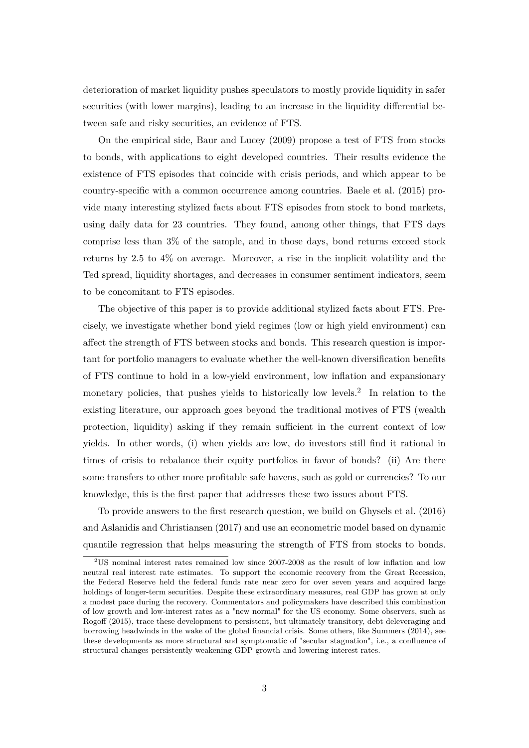deterioration of market liquidity pushes speculators to mostly provide liquidity in safer securities (with lower margins), leading to an increase in the liquidity differential between safe and risky securities, an evidence of FTS.

On the empirical side, Baur and Lucey (2009) propose a test of FTS from stocks to bonds, with applications to eight developed countries. Their results evidence the existence of FTS episodes that coincide with crisis periods, and which appear to be country-specific with a common occurrence among countries. Baele et al. (2015) provide many interesting stylized facts about FTS episodes from stock to bond markets, using daily data for 23 countries. They found, among other things, that FTS days comprise less than 3% of the sample, and in those days, bond returns exceed stock returns by 2.5 to 4% on average. Moreover, a rise in the implicit volatility and the Ted spread, liquidity shortages, and decreases in consumer sentiment indicators, seem to be concomitant to FTS episodes.

The objective of this paper is to provide additional stylized facts about FTS. Precisely, we investigate whether bond yield regimes (low or high yield environment) can affect the strength of FTS between stocks and bonds. This research question is important for portfolio managers to evaluate whether the well-known diversification benefits of FTS continue to hold in a low-yield environment, low inflation and expansionary monetary policies, that pushes yields to historically low levels.[2] In relation to the existing literature, our approach goes beyond the traditional motives of FTS (wealth protection, liquidity) asking if they remain sufficient in the current context of low yields. In other words, (i) when yields are low, do investors still find it rational in times of crisis to rebalance their equity portfolios in favor of bonds? (ii) Are there some transfers to other more profitable safe havens, such as gold or currencies? To our knowledge, this is the first paper that addresses these two issues about FTS.

To provide answers to the first research question, we build on Ghysels et al. (2016) and Aslanidis and Christiansen (2017) and use an econometric model based on dynamic quantile regression that helps measuring the strength of FTS from stocks to bonds.

[2] US nominal interest rates remained low since 2007-2008 as the result of low inflation and low neutral real interest rate estimates. To support the economic recovery from the Great Recession, the Federal Reserve held the federal funds rate near zero for over seven years and acquired large holdings of longer-term securities. Despite these extraordinary measures, real GDP has grown at only a modest pace during the recovery. Commentators and policymakers have described this combination of low growth and low-interest rates as a "new normal" for the US economy. Some observers, such as Rogoff (2015), trace these development to persistent, but ultimately transitory, debt deleveraging and borrowing headwinds in the wake of the global financial crisis. Some others, like Summers (2014), see these developments as more structural and symptomatic of "secular stagnation", i.e., a confluence of structural changes persistently weakening GDP growth and lowering interest rates.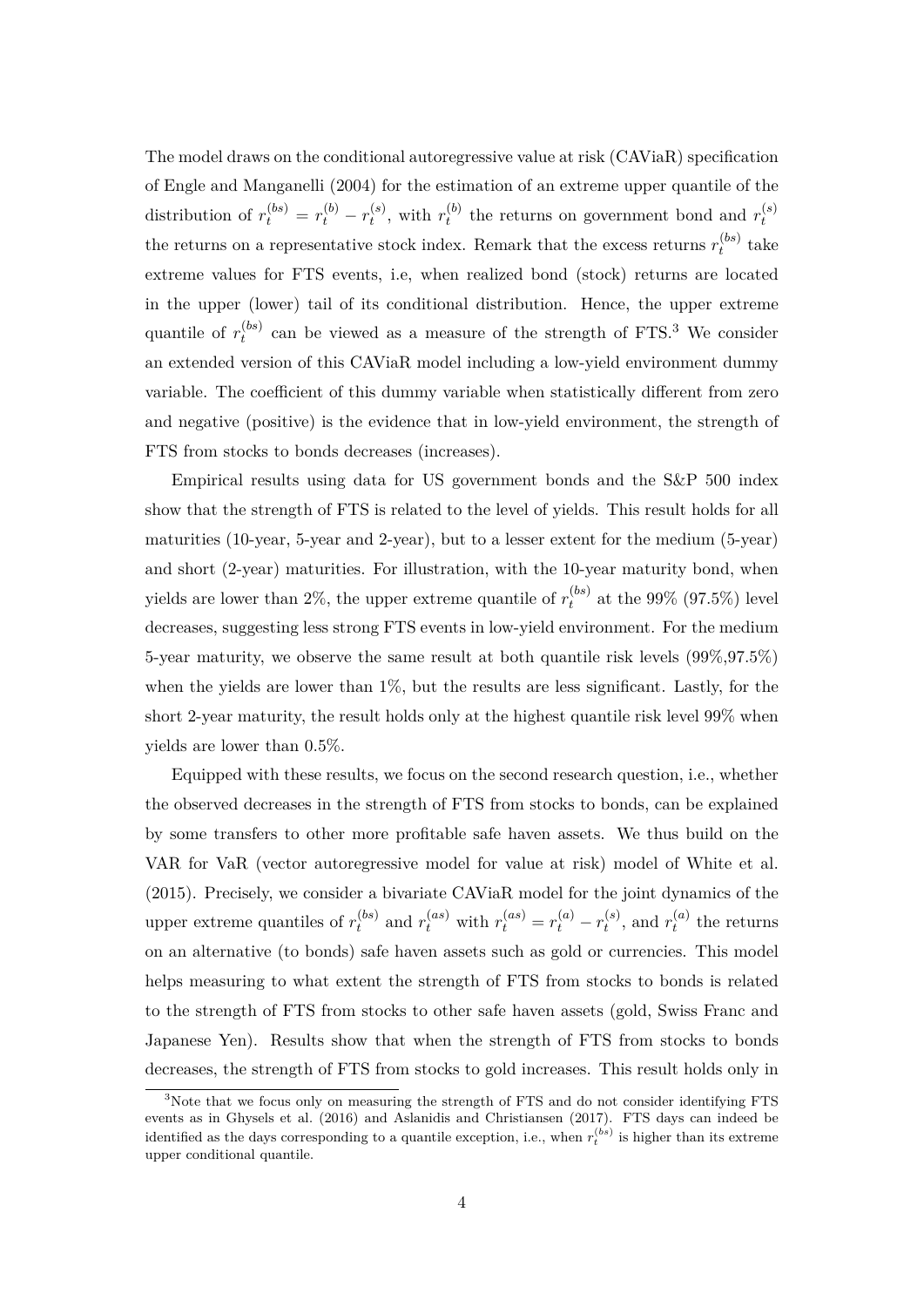The model draws on the conditional autoregressive value at risk (CAViaR) specification of Engle and Manganelli (2004) for the estimation of an extreme upper quantile of the distribution of $r_t^{(bs)} = r_t^{(b)} - r_t^{(s)}$, with $r_t^{(b)}$ the returns on government bond and $r_t^{(s)}$ the returns on a representative stock index. Remark that the excess returns $r_t^{(bs)}$ take extreme values for FTS events, i.e, when realized bond (stock) returns are located in the upper (lower) tail of its conditional distribution. Hence, the upper extreme quantile of $r_t^{(bs)}$ can be viewed as a measure of the strength of FTS.[3] We consider an extended version of this CAViaR model including a low-yield environment dummy variable. The coefficient of this dummy variable when statistically different from zero and negative (positive) is the evidence that in low-yield environment, the strength of FTS from stocks to bonds decreases (increases).

Empirical results using data for US government bonds and the S&P 500 index show that the strength of FTS is related to the level of yields. This result holds for all maturities (10-year, 5-year and 2-year), but to a lesser extent for the medium (5-year) and short (2-year) maturities. For illustration, with the 10-year maturity bond, when yields are lower than 2%, the upper extreme quantile of $r_t^{(bs)}$ at the 99% (97.5%) level decreases, suggesting less strong FTS events in low-yield environment. For the medium 5-year maturity, we observe the same result at both quantile risk levels (99%,97.5%) when the yields are lower than 1%, but the results are less significant. Lastly, for the short 2-year maturity, the result holds only at the highest quantile risk level 99% when yields are lower than 0.5%.

Equipped with these results, we focus on the second research question, i.e., whether the observed decreases in the strength of FTS from stocks to bonds, can be explained by some transfers to other more profitable safe haven assets. We thus build on the VAR for VaR (vector autoregressive model for value at risk) model of White et al. (2015). Precisely, we consider a bivariate CAViaR model for the joint dynamics of the upper extreme quantiles of $r_t^{(bs)}$ and $r_t^{(as)}$ with $r_t^{(as)} = r_t^{(a)} - r_t^{(s)}$, and $r_t^{(a)}$ the returns on an alternative (to bonds) safe haven assets such as gold or currencies. This model helps measuring to what extent the strength of FTS from stocks to bonds is related to the strength of FTS from stocks to other safe haven assets (gold, Swiss Franc and Japanese Yen). Results show that when the strength of FTS from stocks to bonds decreases, the strength of FTS from stocks to gold increases. This result holds only in

[3] Note that we focus only on measuring the strength of FTS and do not consider identifying FTS events as in Ghysels et al. (2016) and Aslanidis and Christiansen (2017). FTS days can indeed be identified as the days corresponding to a quantile exception, i.e., when $r_t^{(bs)}$ is higher than its extreme upper conditional quantile.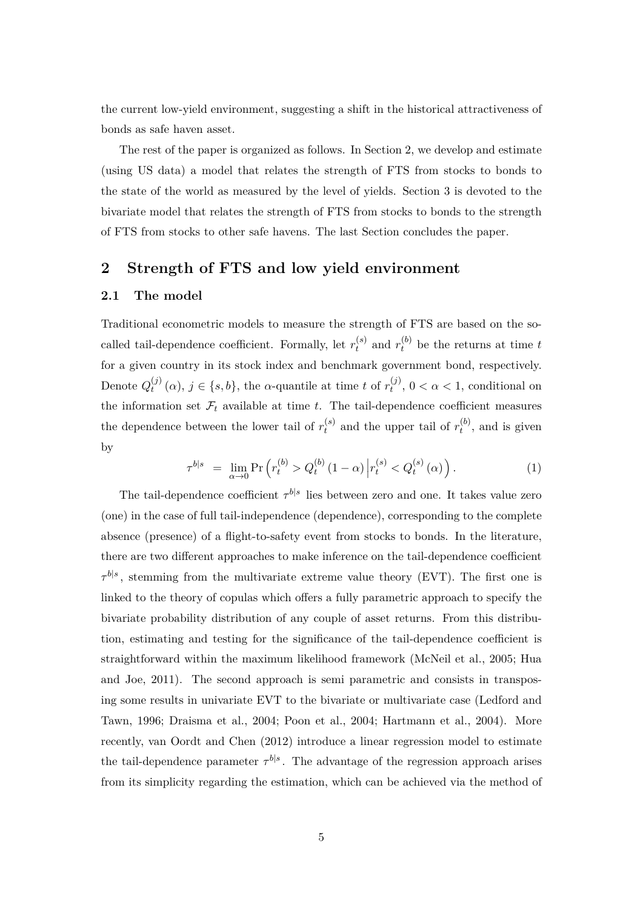the current low-yield environment, suggesting a shift in the historical attractiveness of bonds as safe haven asset.

The rest of the paper is organized as follows. In Section 2, we develop and estimate (using US data) a model that relates the strength of FTS from stocks to bonds to the state of the world as measured by the level of yields. Section 3 is devoted to the bivariate model that relates the strength of FTS from stocks to bonds to the strength of FTS from stocks to other safe havens. The last Section concludes the paper.

## 2 Strength of FTS and low yield environment

### 2.1 The model

Traditional econometric models to measure the strength of FTS are based on the so-called tail-dependence coefficient. Formally, let $r_t^{(s)}$ and $r_t^{(b)}$ be the returns at time $t$ for a given country in its stock index and benchmark government bond, respectively. Denote $Q_t^{(j)}(\alpha)$, $j \in \{s, b\}$, the $\alpha$-quantile at time $t$ of $r_t^{(j)}$, $0 < \alpha < 1$, conditional on the information set $\mathcal{F}_t$ available at time $t$. The tail-dependence coefficient measures the dependence between the lower tail of $r_t^{(s)}$ and the upper tail of $r_t^{(b)}$, and is given by

$$\tau^{b|s} = \lim_{\alpha \to 0} \Pr\left(r_t^{(b)} > Q_t^{(b)}(1-\alpha) \,\middle|\, r_t^{(s)} < Q_t^{(s)}(\alpha)\right). \tag{1}$$

The tail-dependence coefficient $\tau^{b|s}$ lies between zero and one. It takes value zero (one) in the case of full tail-independence (dependence), corresponding to the complete absence (presence) of a flight-to-safety event from stocks to bonds. In the literature, there are two different approaches to make inference on the tail-dependence coefficient $\tau^{b|s}$, stemming from the multivariate extreme value theory (EVT). The first one is linked to the theory of copulas which offers a fully parametric approach to specify the bivariate probability distribution of any couple of asset returns. From this distribution, estimating and testing for the significance of the tail-dependence coefficient is straightforward within the maximum likelihood framework (McNeil et al., 2005; Hua and Joe, 2011). The second approach is semi parametric and consists in transposing some results in univariate EVT to the bivariate or multivariate case (Ledford and Tawn, 1996; Draisma et al., 2004; Poon et al., 2004; Hartmann et al., 2004). More recently, van Oordt and Chen (2012) introduce a linear regression model to estimate the tail-dependence parameter $\tau^{b|s}$. The advantage of the regression approach arises from its simplicity regarding the estimation, which can be achieved via the method of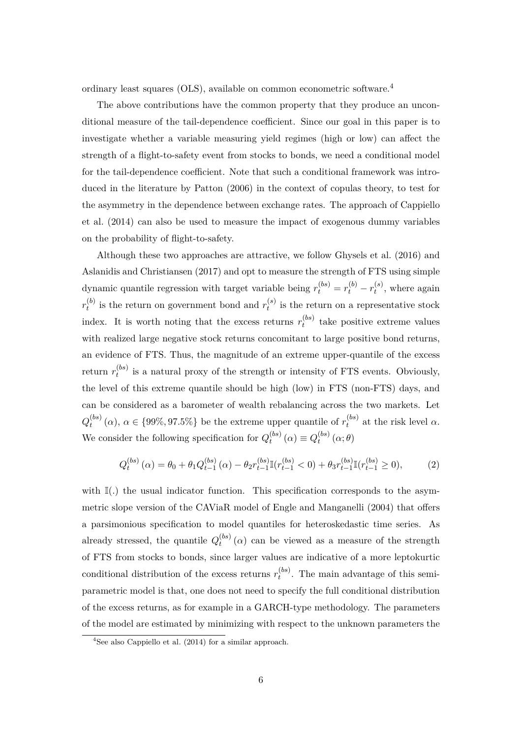ordinary least squares (OLS), available on common econometric software.[4]

The above contributions have the common property that they produce an unconditional measure of the tail-dependence coefficient. Since our goal in this paper is to investigate whether a variable measuring yield regimes (high or low) can affect the strength of a flight-to-safety event from stocks to bonds, we need a conditional model for the tail-dependence coefficient. Note that such a conditional framework was introduced in the literature by Patton (2006) in the context of copulas theory, to test for the asymmetry in the dependence between exchange rates. The approach of Cappiello et al. (2014) can also be used to measure the impact of exogenous dummy variables on the probability of flight-to-safety.

Although these two approaches are attractive, we follow Ghysels et al. (2016) and Aslanidis and Christiansen (2017) and opt to measure the strength of FTS using simple dynamic quantile regression with target variable being $r_t^{(bs)} = r_t^{(b)} - r_t^{(s)}$, where again $r_t^{(b)}$ is the return on government bond and $r_t^{(s)}$ is the return on a representative stock index. It is worth noting that the excess returns $r_t^{(bs)}$ take positive extreme values with realized large negative stock returns concomitant to large positive bond returns, an evidence of FTS. Thus, the magnitude of an extreme upper-quantile of the excess return $r_t^{(bs)}$ is a natural proxy of the strength or intensity of FTS events. Obviously, the level of this extreme quantile should be high (low) in FTS (non-FTS) days, and can be considered as a barometer of wealth rebalancing across the two markets. Let $Q_t^{(bs)}(\alpha)$, $\alpha \in \{99\%, 97.5\%\}$ be the extreme upper quantile of $r_t^{(bs)}$ at the risk level $\alpha$. We consider the following specification for $Q_t^{(bs)}(\alpha) \equiv Q_t^{(bs)}(\alpha; \theta)$

$$Q_t^{(bs)}(\alpha) = \theta_0 + \theta_1 Q_{t-1}^{(bs)}(\alpha) - \theta_2 r_{t-1}^{(bs)} \mathbb{I}(r_{t-1}^{(bs)} < 0) + \theta_3 r_{t-1}^{(bs)} \mathbb{I}(r_{t-1}^{(bs)} \geq 0), \tag{2}$$

with $\mathbb{I}(.)$ the usual indicator function. This specification corresponds to the asymmetric slope version of the CAViaR model of Engle and Manganelli (2004) that offers a parsimonious specification to model quantiles for heteroskedastic time series. As already stressed, the quantile $Q_t^{(bs)}(\alpha)$ can be viewed as a measure of the strength of FTS from stocks to bonds, since larger values are indicative of a more leptokurtic conditional distribution of the excess returns $r_t^{(bs)}$. The main advantage of this semi-parametric model is that, one does not need to specify the full conditional distribution of the excess returns, as for example in a GARCH-type methodology. The parameters of the model are estimated by minimizing with respect to the unknown parameters the

[4] See also Cappiello et al. (2014) for a similar approach.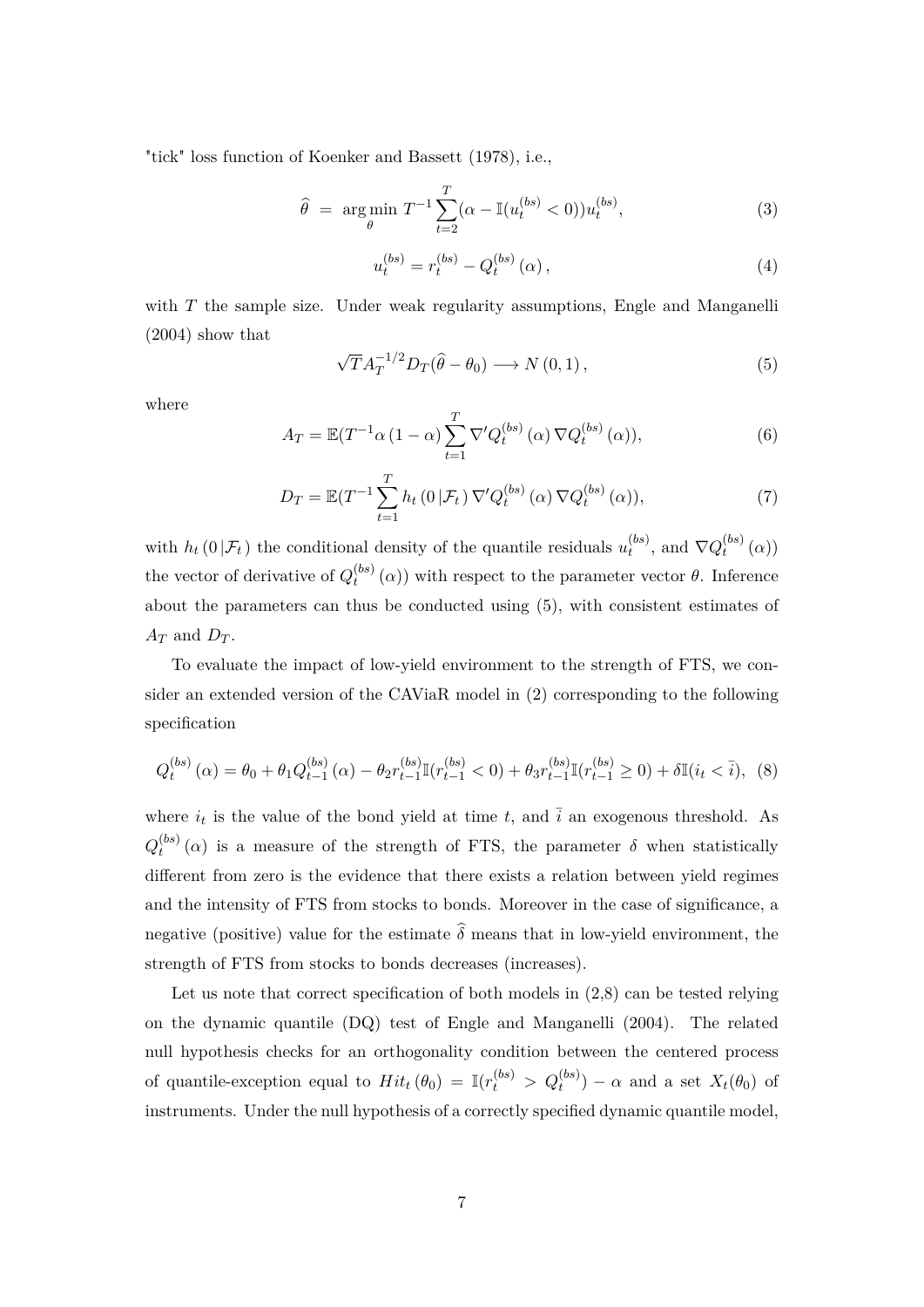"tick" loss function of Koenker and Bassett (1978), i.e.,

$$\widehat{\theta} \;=\; \underset{\theta}{\arg\min}\; T^{-1}\sum_{t=2}^{T}(\alpha - \mathbb{I}(u_t^{(bs)} < 0))u_t^{(bs)}, \tag{3}$$

$$u_t^{(bs)} = r_t^{(bs)} - Q_t^{(bs)}\left(\alpha\right), \tag{4}$$

with $T$ the sample size. Under weak regularity assumptions, Engle and Manganelli (2004) show that

$$\sqrt{T}A_T^{-1/2}D_T(\widehat{\theta} - \theta_0) \longrightarrow N\left(0, 1\right), \tag{5}$$

where

$$A_T = \mathbb{E}(T^{-1}\alpha\left(1-\alpha\right)\sum_{t=1}^{T}\nabla' Q_t^{(bs)}\left(\alpha\right)\nabla Q_t^{(bs)}\left(\alpha\right)), \tag{6}$$

$$D_T = \mathbb{E}(T^{-1}\sum_{t=1}^{T}h_t\left(0\,|\mathcal{F}_t\right)\nabla' Q_t^{(bs)}\left(\alpha\right)\nabla Q_t^{(bs)}\left(\alpha\right)), \tag{7}$$

with $h_t\left(0\,|\mathcal{F}_t\right)$ the conditional density of the quantile residuals $u_t^{(bs)}$, and $\nabla Q_t^{(bs)}\left(\alpha\right))$ the vector of derivative of $Q_t^{(bs)}\left(\alpha\right))$ with respect to the parameter vector $\theta$. Inference about the parameters can thus be conducted using (5), with consistent estimates of $A_T$ and $D_T$.

To evaluate the impact of low-yield environment to the strength of FTS, we consider an extended version of the CAViaR model in (2) corresponding to the following specification

$$Q_t^{(bs)}\left(\alpha\right) = \theta_0 + \theta_1 Q_{t-1}^{(bs)}\left(\alpha\right) - \theta_2 r_{t-1}^{(bs)}\mathbb{I}(r_{t-1}^{(bs)} < 0) + \theta_3 r_{t-1}^{(bs)}\mathbb{I}(r_{t-1}^{(bs)} \geq 0) + \delta\mathbb{I}(i_t < \bar{i}), \tag{8}$$

where $i_t$ is the value of the bond yield at time $t$, and $\bar{i}$ an exogenous threshold. As $Q_t^{(bs)}\left(\alpha\right)$ is a measure of the strength of FTS, the parameter $\delta$ when statistically different from zero is the evidence that there exists a relation between yield regimes and the intensity of FTS from stocks to bonds. Moreover in the case of significance, a negative (positive) value for the estimate $\widehat{\delta}$ means that in low-yield environment, the strength of FTS from stocks to bonds decreases (increases).

Let us note that correct specification of both models in (2,8) can be tested relying on the dynamic quantile (DQ) test of Engle and Manganelli (2004). The related null hypothesis checks for an orthogonality condition between the centered process of quantile-exception equal to $Hit_t\left(\theta_0\right) = \mathbb{I}(r_t^{(bs)} > Q_t^{(bs)}) - \alpha$ and a set $X_t(\theta_0)$ of instruments. Under the null hypothesis of a correctly specified dynamic quantile model,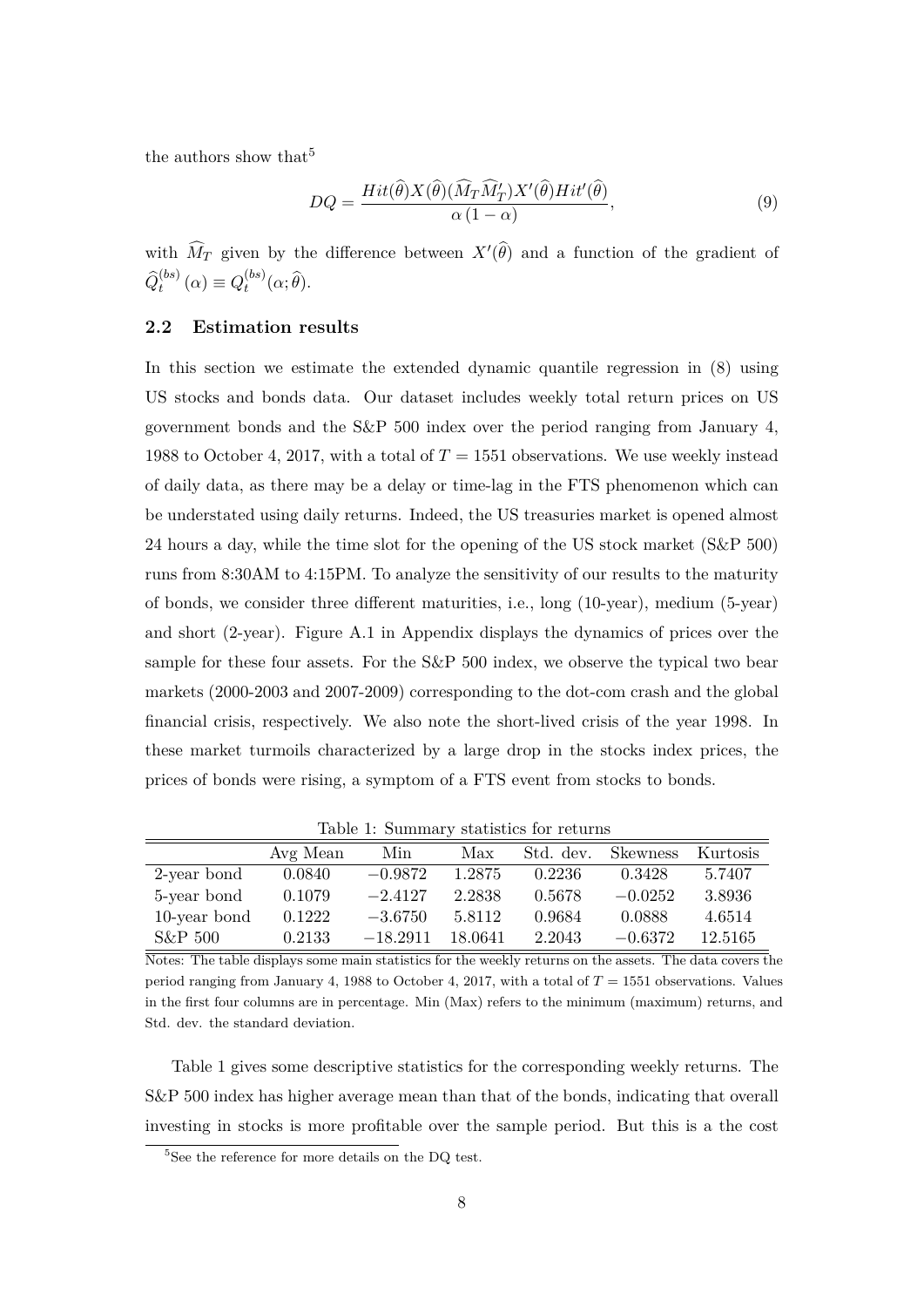the authors show that[5]

$$DQ = \frac{Hit(\widehat{\theta})X(\widehat{\theta})(\widehat{M}_T\widehat{M}_T')X'(\widehat{\theta})Hit'(\widehat{\theta})}{\alpha\,(1-\alpha)}, \tag{9}$$

with $\widehat{M}_T$ given by the difference between $X'(\widehat{\theta})$ and a function of the gradient of $\widehat{Q}_t^{(bs)}\,(\alpha) \equiv Q_t^{(bs)}(\alpha;\widehat{\theta})$.

### 2.2 Estimation results

In this section we estimate the extended dynamic quantile regression in (8) using US stocks and bonds data. Our dataset includes weekly total return prices on US government bonds and the S&P 500 index over the period ranging from January 4, 1988 to October 4, 2017, with a total of $T = 1551$ observations. We use weekly instead of daily data, as there may be a delay or time-lag in the FTS phenomenon which can be understated using daily returns. Indeed, the US treasuries market is opened almost 24 hours a day, while the time slot for the opening of the US stock market (S&P 500) runs from 8:30AM to 4:15PM. To analyze the sensitivity of our results to the maturity of bonds, we consider three different maturities, i.e., long (10-year), medium (5-year) and short (2-year). Figure A.1 in Appendix displays the dynamics of prices over the sample for these four assets. For the S&P 500 index, we observe the typical two bear markets (2000-2003 and 2007-2009) corresponding to the dot-com crash and the global financial crisis, respectively. We also note the short-lived crisis of the year 1998. In these market turmoils characterized by a large drop in the stocks index prices, the prices of bonds were rising, a symptom of a FTS event from stocks to bonds.

Table 1: Summary statistics for returns

| | Avg Mean | Min | Max | Std. dev. | Skewness | Kurtosis |
|---|---|---|---|---|---|---|
| 2-year bond | 0.0840 | −0.9872 | 1.2875 | 0.2236 | 0.3428 | 5.7407 |
| 5-year bond | 0.1079 | −2.4127 | 2.2838 | 0.5678 | −0.0252 | 3.8936 |
| 10-year bond | 0.1222 | −3.6750 | 5.8112 | 0.9684 | 0.0888 | 4.6514 |
| S&P 500 | 0.2133 | −18.2911 | 18.0641 | 2.2043 | −0.6372 | 12.5165 |

Notes: The table displays some main statistics for the weekly returns on the assets. The data covers the period ranging from January 4, 1988 to October 4, 2017, with a total of $T = 1551$ observations. Values in the first four columns are in percentage. Min (Max) refers to the minimum (maximum) returns, and Std. dev. the standard deviation.

Table 1 gives some descriptive statistics for the corresponding weekly returns. The S&P 500 index has higher average mean than that of the bonds, indicating that overall investing in stocks is more profitable over the sample period. But this is a the cost

[5] See the reference for more details on the DQ test.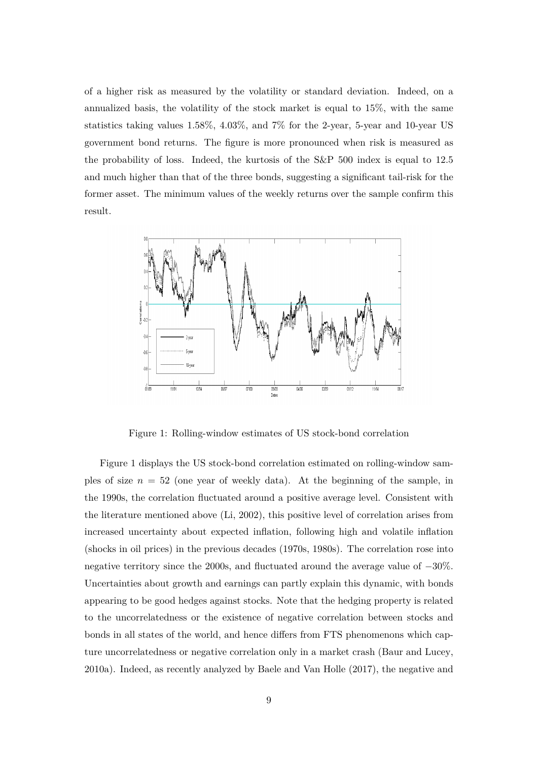of a higher risk as measured by the volatility or standard deviation. Indeed, on a annualized basis, the volatility of the stock market is equal to 15%, with the same statistics taking values 1.58%, 4.03%, and 7% for the 2-year, 5-year and 10-year US government bond returns. The figure is more pronounced when risk is measured as the probability of loss. Indeed, the kurtosis of the S&P 500 index is equal to 12.5 and much higher than that of the three bonds, suggesting a significant tail-risk for the former asset. The minimum values of the weekly returns over the sample confirm this result.

Figure 1: Rolling-window estimates of US stock-bond correlation

Figure 1 displays the US stock-bond correlation estimated on rolling-window samples of size $n = 52$ (one year of weekly data). At the beginning of the sample, in the 1990s, the correlation fluctuated around a positive average level. Consistent with the literature mentioned above (Li, 2002), this positive level of correlation arises from increased uncertainty about expected inflation, following high and volatile inflation (shocks in oil prices) in the previous decades (1970s, 1980s). The correlation rose into negative territory since the 2000s, and fluctuated around the average value of $-30\%$. Uncertainties about growth and earnings can partly explain this dynamic, with bonds appearing to be good hedges against stocks. Note that the hedging property is related to the uncorrelatedness or the existence of negative correlation between stocks and bonds in all states of the world, and hence differs from FTS phenomenons which capture uncorrelatedness or negative correlation only in a market crash (Baur and Lucey, 2010a). Indeed, as recently analyzed by Baele and Van Holle (2017), the negative and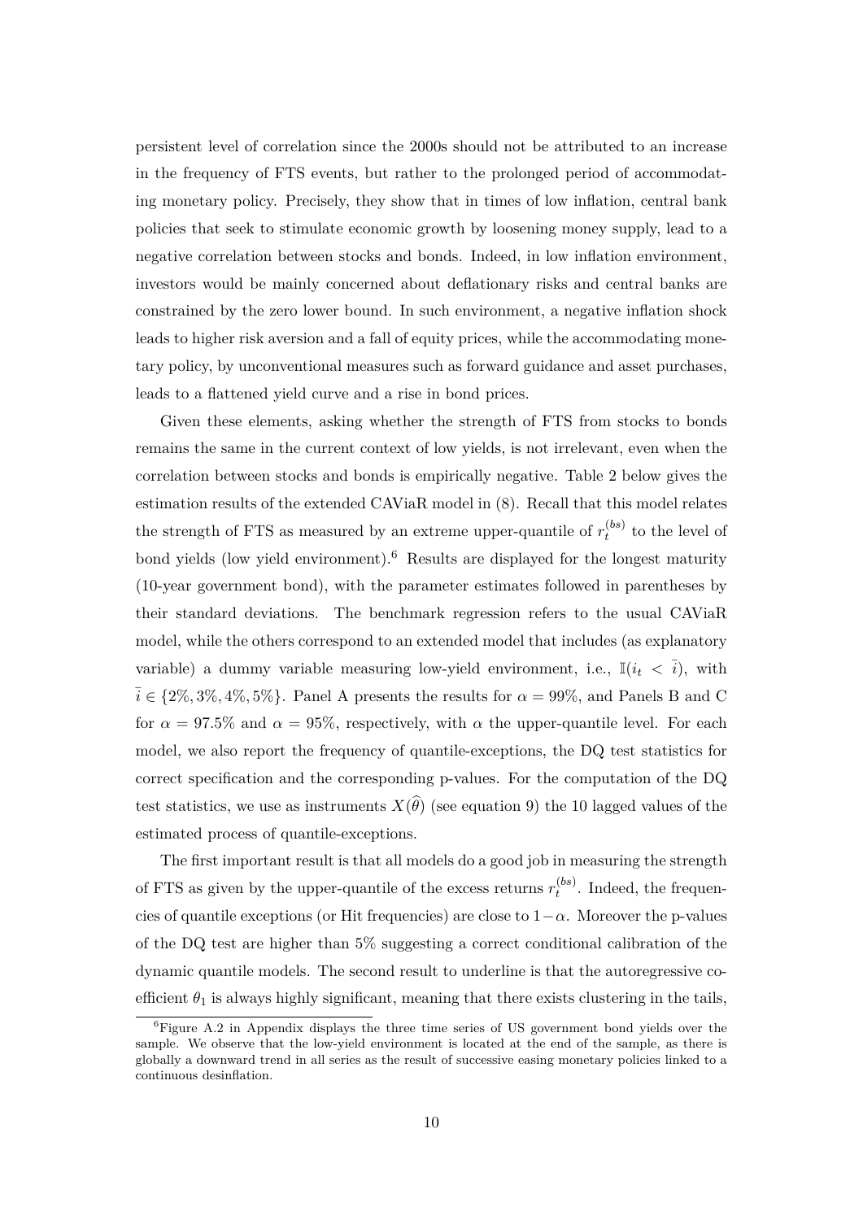persistent level of correlation since the 2000s should not be attributed to an increase in the frequency of FTS events, but rather to the prolonged period of accommodating monetary policy. Precisely, they show that in times of low inflation, central bank policies that seek to stimulate economic growth by loosening money supply, lead to a negative correlation between stocks and bonds. Indeed, in low inflation environment, investors would be mainly concerned about deflationary risks and central banks are constrained by the zero lower bound. In such environment, a negative inflation shock leads to higher risk aversion and a fall of equity prices, while the accommodating monetary policy, by unconventional measures such as forward guidance and asset purchases, leads to a flattened yield curve and a rise in bond prices.

Given these elements, asking whether the strength of FTS from stocks to bonds remains the same in the current context of low yields, is not irrelevant, even when the correlation between stocks and bonds is empirically negative. Table 2 below gives the estimation results of the extended CAViaR model in (8). Recall that this model relates the strength of FTS as measured by an extreme upper-quantile of $r_t^{(bs)}$ to the level of bond yields (low yield environment).[6] Results are displayed for the longest maturity (10-year government bond), with the parameter estimates followed in parentheses by their standard deviations. The benchmark regression refers to the usual CAViaR model, while the others correspond to an extended model that includes (as explanatory variable) a dummy variable measuring low-yield environment, i.e., $\mathbb{I}(i_t < \bar{i})$, with $\bar{i} \in \{2\%, 3\%, 4\%, 5\%\}$. Panel A presents the results for $\alpha = 99\%$, and Panels B and C for $\alpha = 97.5\%$ and $\alpha = 95\%$, respectively, with $\alpha$ the upper-quantile level. For each model, we also report the frequency of quantile-exceptions, the DQ test statistics for correct specification and the corresponding p-values. For the computation of the DQ test statistics, we use as instruments $X(\widehat{\theta})$ (see equation 9) the 10 lagged values of the estimated process of quantile-exceptions.

The first important result is that all models do a good job in measuring the strength of FTS as given by the upper-quantile of the excess returns $r_t^{(bs)}$. Indeed, the frequencies of quantile exceptions (or Hit frequencies) are close to $1-\alpha$. Moreover the p-values of the DQ test are higher than 5% suggesting a correct conditional calibration of the dynamic quantile models. The second result to underline is that the autoregressive coefficient $\theta_1$ is always highly significant, meaning that there exists clustering in the tails,

[6] Figure A.2 in Appendix displays the three time series of US government bond yields over the sample. We observe that the low-yield environment is located at the end of the sample, as there is globally a downward trend in all series as the result of successive easing monetary policies linked to a continuous desinflation.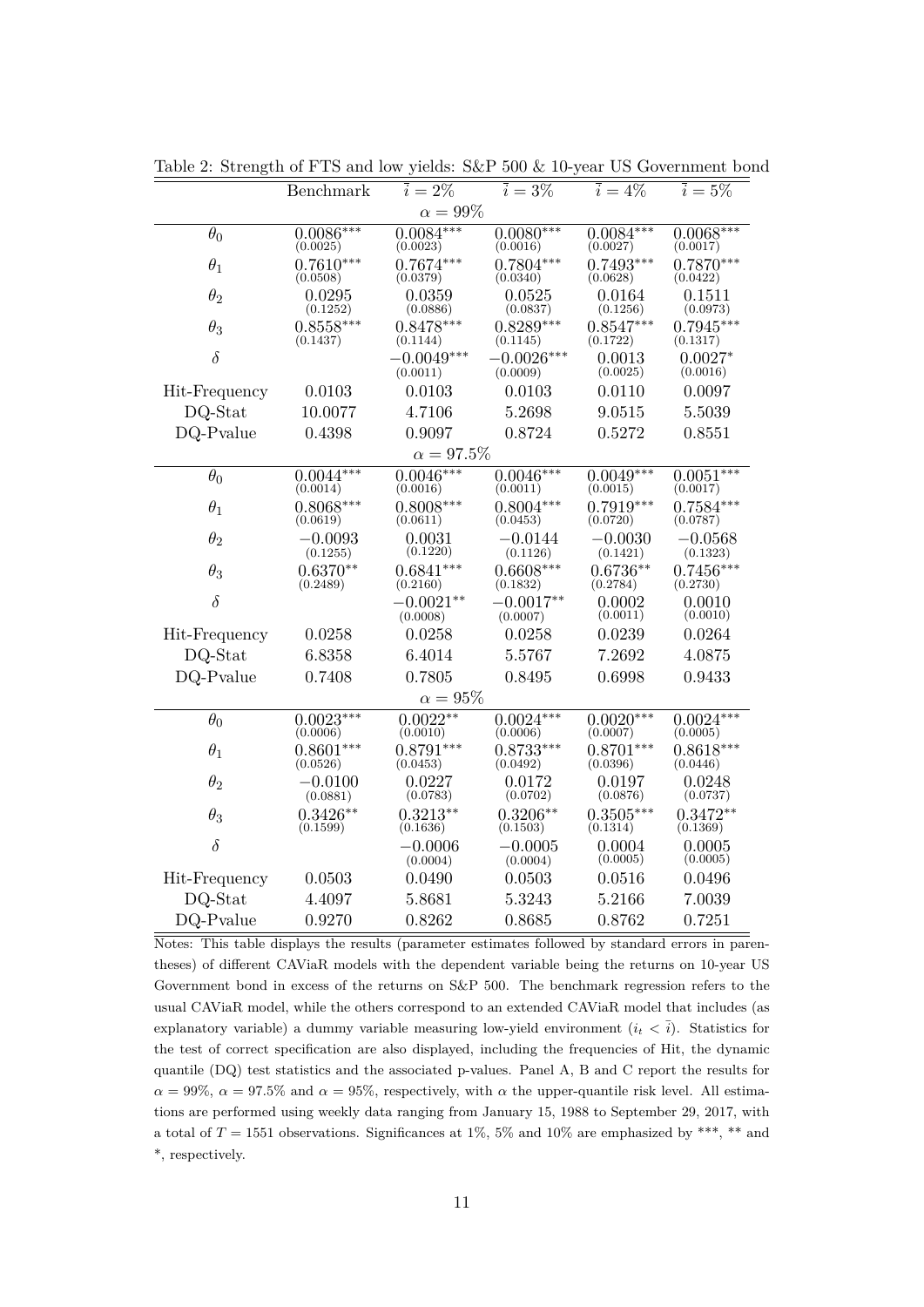Table 2: Strength of FTS and low yields: S&P 500 & 10-year US Government bond

| | Benchmark | $\bar{i} = 2\%$ | $\bar{i} = 3\%$ | $\bar{i} = 4\%$ | $\bar{i} = 5\%$ |
|---|---|---|---|---|---|
| | | $\alpha = 99\%$ | | | |
| $\theta_0$ | $0.0086^{***}$ (0.0025) | $0.0084^{***}$ (0.0023) | $0.0080^{***}$ (0.0016) | $0.0084^{***}$ (0.0027) | $0.0068^{***}$ (0.0017) |
| $\theta_1$ | $0.7610^{***}$ (0.0508) | $0.7674^{***}$ (0.0379) | $0.7804^{***}$ (0.0340) | $0.7493^{***}$ (0.0628) | $0.7870^{***}$ (0.0422) |
| $\theta_2$ | 0.0295 (0.1252) | 0.0359 (0.0886) | 0.0525 (0.0837) | 0.0164 (0.1256) | 0.1511 (0.0973) |
| $\theta_3$ | $0.8558^{***}$ (0.1437) | $0.8478^{***}$ (0.1144) | $0.8289^{***}$ (0.1145) | $0.8547^{***}$ (0.1722) | $0.7945^{***}$ (0.1317) |
| $\delta$ | | $-0.0049^{***}$ (0.0011) | $-0.0026^{***}$ (0.0009) | 0.0013 (0.0025) | $0.0027^{*}$ (0.0016) |
| Hit-Frequency | 0.0103 | 0.0103 | 0.0103 | 0.0110 | 0.0097 |
| DQ-Stat | 10.0077 | 4.7106 | 5.2698 | 9.0515 | 5.5039 |
| DQ-Pvalue | 0.4398 | 0.9097 | 0.8724 | 0.5272 | 0.8551 |
| | | $\alpha = 97.5\%$ | | | |
| $\theta_0$ | $0.0044^{***}$ (0.0014) | $0.0046^{***}$ (0.0016) | $0.0046^{***}$ (0.0011) | $0.0049^{***}$ (0.0015) | $0.0051^{***}$ (0.0017) |
| $\theta_1$ | $0.8068^{***}$ (0.0619) | $0.8008^{***}$ (0.0611) | $0.8004^{***}$ (0.0453) | $0.7919^{***}$ (0.0720) | $0.7584^{***}$ (0.0787) |
| $\theta_2$ | $-0.0093$ (0.1255) | 0.0031 (0.1220) | $-0.0144$ (0.1126) | $-0.0030$ (0.1421) | $-0.0568$ (0.1323) |
| $\theta_3$ | $0.6370^{**}$ (0.2489) | $0.6841^{***}$ (0.2160) | $0.6608^{***}$ (0.1832) | $0.6736^{**}$ (0.2784) | $0.7456^{***}$ (0.2730) |
| $\delta$ | | $-0.0021^{**}$ (0.0008) | $-0.0017^{**}$ (0.0007) | 0.0002 (0.0011) | 0.0010 (0.0010) |
| Hit-Frequency | 0.0258 | 0.0258 | 0.0258 | 0.0239 | 0.0264 |
| DQ-Stat | 6.8358 | 6.4014 | 5.5767 | 7.2692 | 4.0875 |
| DQ-Pvalue | 0.7408 | 0.7805 | 0.8495 | 0.6998 | 0.9433 |
| | | $\alpha = 95\%$ | | | |
| $\theta_0$ | $0.0023^{***}$ (0.0006) | $0.0022^{**}$ (0.0010) | $0.0024^{***}$ (0.0006) | $0.0020^{***}$ (0.0007) | $0.0024^{***}$ (0.0005) |
| $\theta_1$ | $0.8601^{***}$ (0.0526) | $0.8791^{***}$ (0.0453) | $0.8733^{***}$ (0.0492) | $0.8701^{***}$ (0.0396) | $0.8618^{***}$ (0.0446) |
| $\theta_2$ | $-0.0100$ (0.0881) | 0.0227 (0.0783) | 0.0172 (0.0702) | 0.0197 (0.0876) | 0.0248 (0.0737) |
| $\theta_3$ | $0.3426^{**}$ (0.1599) | $0.3213^{**}$ (0.1636) | $0.3206^{**}$ (0.1503) | $0.3505^{***}$ (0.1314) | $0.3472^{**}$ (0.1369) |
| $\delta$ | | $-0.0006$ (0.0004) | $-0.0005$ (0.0004) | 0.0004 (0.0005) | 0.0005 (0.0005) |
| Hit-Frequency | 0.0503 | 0.0490 | 0.0503 | 0.0516 | 0.0496 |
| DQ-Stat | 4.4097 | 5.8681 | 5.3243 | 5.2166 | 7.0039 |
| DQ-Pvalue | 0.9270 | 0.8262 | 0.8685 | 0.8762 | 0.7251 |

Notes: This table displays the results (parameter estimates followed by standard errors in parentheses) of different CAViaR models with the dependent variable being the returns on 10-year US Government bond in excess of the returns on S&P 500. The benchmark regression refers to the usual CAViaR model, while the others correspond to an extended CAViaR model that includes (as explanatory variable) a dummy variable measuring low-yield environment ($i_t < \bar{i}$). Statistics for the test of correct specification are also displayed, including the frequencies of Hit, the dynamic quantile (DQ) test statistics and the associated p-values. Panel A, B and C report the results for $\alpha = 99\%$, $\alpha = 97.5\%$ and $\alpha = 95\%$, respectively, with $\alpha$ the upper-quantile risk level. All estimations are performed using weekly data ranging from January 15, 1988 to September 29, 2017, with a total of $T = 1551$ observations. Significances at 1%, 5% and 10% are emphasized by ***, ** and *, respectively.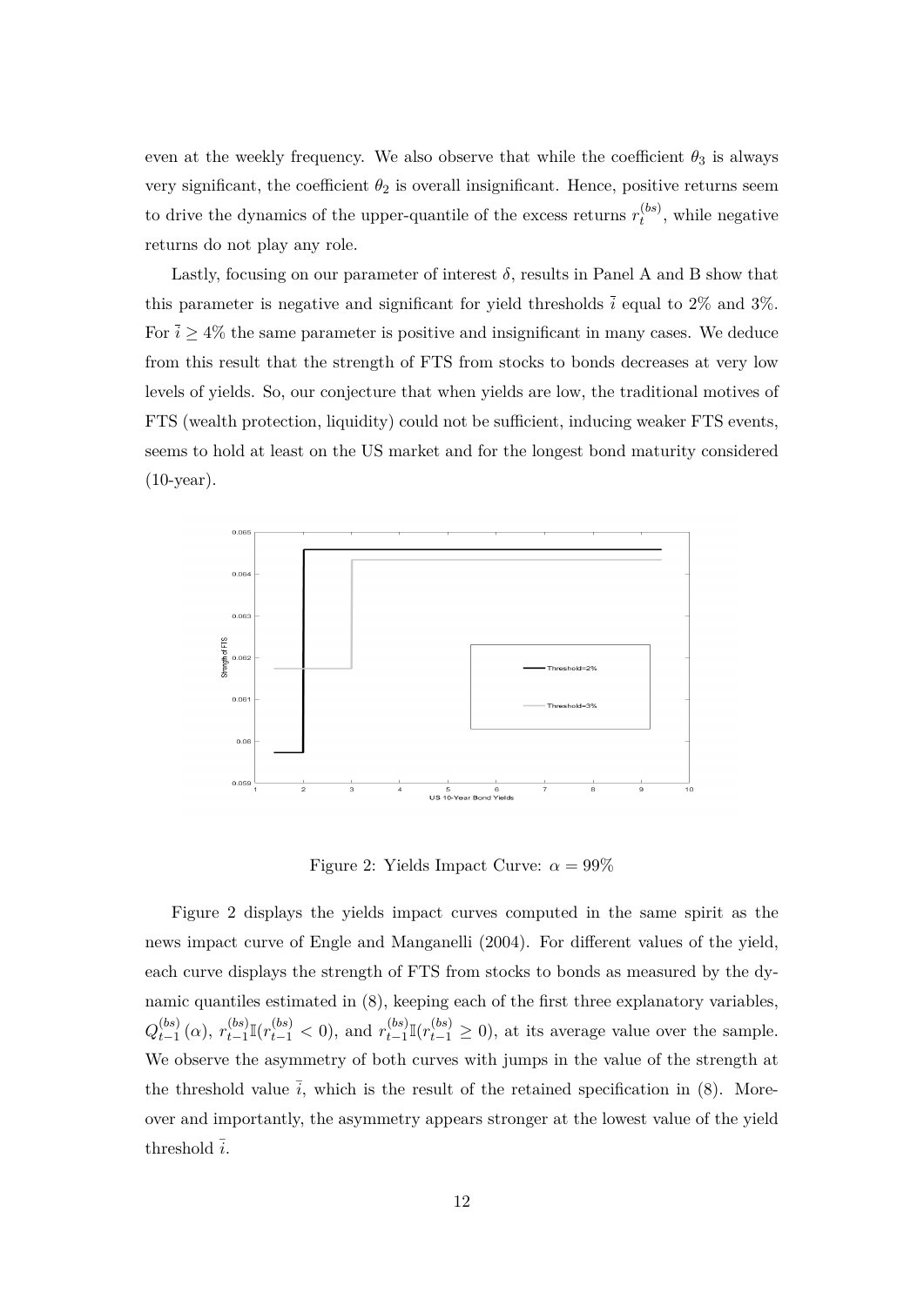even at the weekly frequency. We also observe that while the coefficient $\theta_3$ is always very significant, the coefficient $\theta_2$ is overall insignificant. Hence, positive returns seem to drive the dynamics of the upper-quantile of the excess returns $r_t^{(bs)}$, while negative returns do not play any role.

Lastly, focusing on our parameter of interest $\delta$, results in Panel A and B show that this parameter is negative and significant for yield thresholds $\bar{i}$ equal to 2% and 3%. For $\bar{i} \geq 4\%$ the same parameter is positive and insignificant in many cases. We deduce from this result that the strength of FTS from stocks to bonds decreases at very low levels of yields. So, our conjecture that when yields are low, the traditional motives of FTS (wealth protection, liquidity) could not be sufficient, inducing weaker FTS events, seems to hold at least on the US market and for the longest bond maturity considered (10-year).

Figure 2: Yields Impact Curve: $\alpha = 99\%$

Figure 2 displays the yields impact curves computed in the same spirit as the news impact curve of Engle and Manganelli (2004). For different values of the yield, each curve displays the strength of FTS from stocks to bonds as measured by the dynamic quantiles estimated in (8), keeping each of the first three explanatory variables, $Q_{t-1}^{(bs)}(\alpha)$, $r_{t-1}^{(bs)}\mathbb{I}(r_{t-1}^{(bs)} < 0)$, and $r_{t-1}^{(bs)}\mathbb{I}(r_{t-1}^{(bs)} \geq 0)$, at its average value over the sample. We observe the asymmetry of both curves with jumps in the value of the strength at the threshold value $\bar{i}$, which is the result of the retained specification in (8). Moreover and importantly, the asymmetry appears stronger at the lowest value of the yield threshold $\bar{i}$.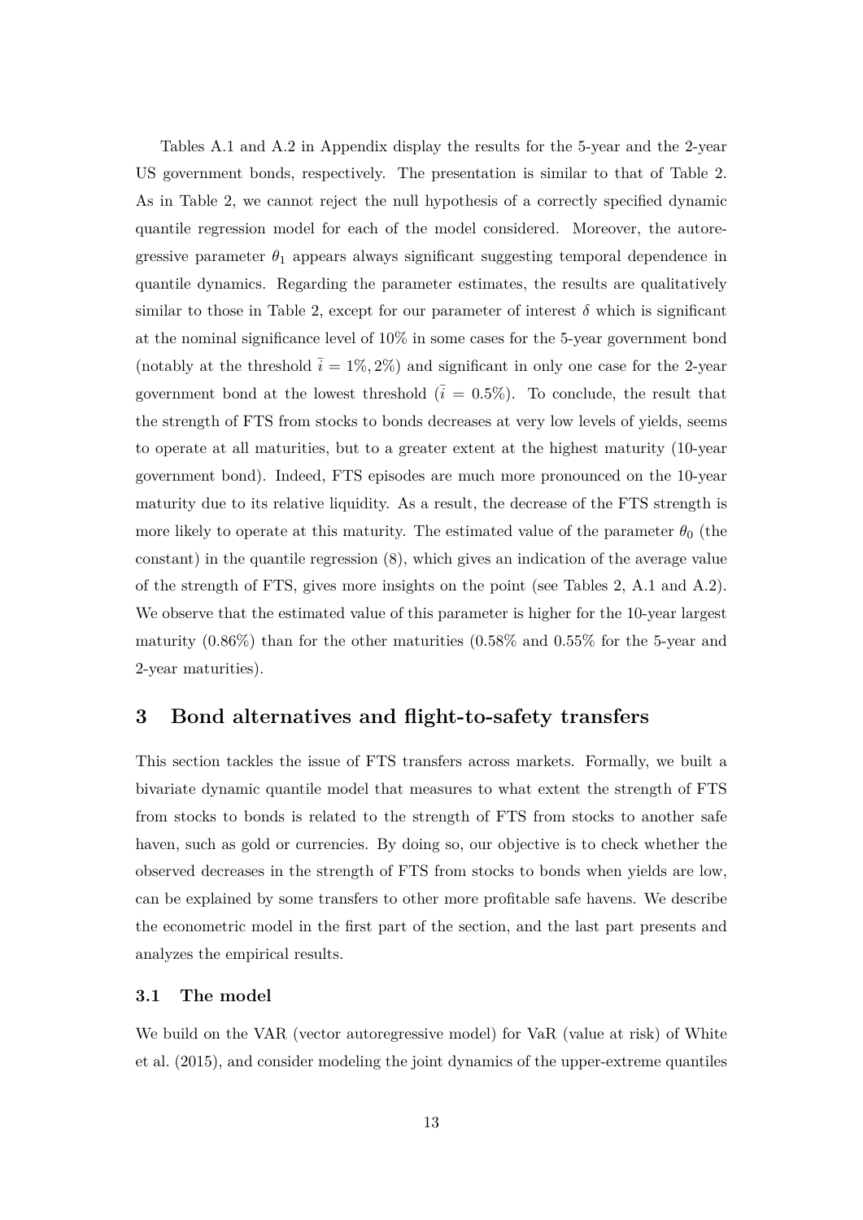Tables A.1 and A.2 in Appendix display the results for the 5-year and the 2-year US government bonds, respectively. The presentation is similar to that of Table 2. As in Table 2, we cannot reject the null hypothesis of a correctly specified dynamic quantile regression model for each of the model considered. Moreover, the autoregressive parameter $\theta_1$ appears always significant suggesting temporal dependence in quantile dynamics. Regarding the parameter estimates, the results are qualitatively similar to those in Table 2, except for our parameter of interest $\delta$ which is significant at the nominal significance level of 10% in some cases for the 5-year government bond (notably at the threshold $\bar{i} = 1\%, 2\%$) and significant in only one case for the 2-year government bond at the lowest threshold ($\bar{i} = 0.5\%$). To conclude, the result that the strength of FTS from stocks to bonds decreases at very low levels of yields, seems to operate at all maturities, but to a greater extent at the highest maturity (10-year government bond). Indeed, FTS episodes are much more pronounced on the 10-year maturity due to its relative liquidity. As a result, the decrease of the FTS strength is more likely to operate at this maturity. The estimated value of the parameter $\theta_0$ (the constant) in the quantile regression (8), which gives an indication of the average value of the strength of FTS, gives more insights on the point (see Tables 2, A.1 and A.2). We observe that the estimated value of this parameter is higher for the 10-year largest maturity (0.86%) than for the other maturities (0.58% and 0.55% for the 5-year and 2-year maturities).

# 3 Bond alternatives and flight-to-safety transfers

This section tackles the issue of FTS transfers across markets. Formally, we built a bivariate dynamic quantile model that measures to what extent the strength of FTS from stocks to bonds is related to the strength of FTS from stocks to another safe haven, such as gold or currencies. By doing so, our objective is to check whether the observed decreases in the strength of FTS from stocks to bonds when yields are low, can be explained by some transfers to other more profitable safe havens. We describe the econometric model in the first part of the section, and the last part presents and analyzes the empirical results.

## 3.1 The model

We build on the VAR (vector autoregressive model) for VaR (value at risk) of White et al. (2015), and consider modeling the joint dynamics of the upper-extreme quantiles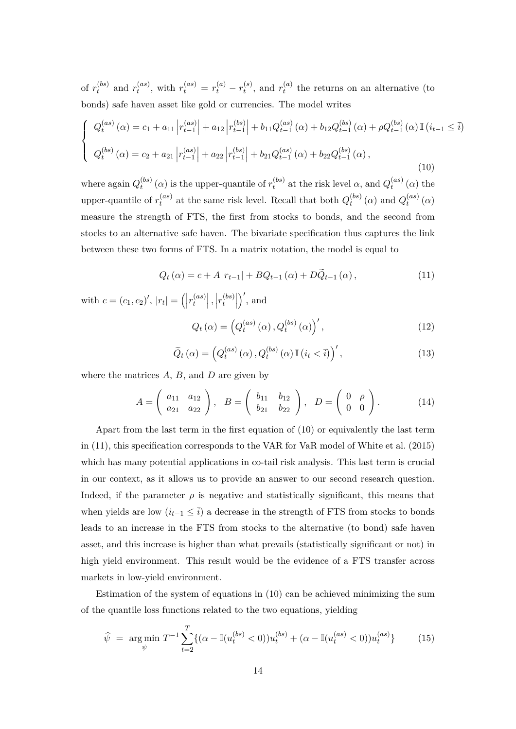of $r_t^{(bs)}$ and $r_t^{(as)}$, with $r_t^{(as)} = r_t^{(a)} - r_t^{(s)}$, and $r_t^{(a)}$ the returns on an alternative (to bonds) safe haven asset like gold or currencies. The model writes

$$
\left\{
\begin{array}{l}
Q_t^{(as)}(\alpha) = c_1 + a_{11}\left|r_{t-1}^{(as)}\right| + a_{12}\left|r_{t-1}^{(bs)}\right| + b_{11}Q_{t-1}^{(as)}(\alpha) + b_{12}Q_{t-1}^{(bs)}(\alpha) + \rho Q_{t-1}^{(bs)}(\alpha)\mathbb{I}\left(i_{t-1} \leq \bar{i}\right) \\
\\
Q_t^{(bs)}(\alpha) = c_2 + a_{21}\left|r_{t-1}^{(as)}\right| + a_{22}\left|r_{t-1}^{(bs)}\right| + b_{21}Q_{t-1}^{(as)}(\alpha) + b_{22}Q_{t-1}^{(bs)}(\alpha),
\end{array}
\right.
\tag{10}
$$

where again $Q_t^{(bs)}(\alpha)$ is the upper-quantile of $r_t^{(bs)}$ at the risk level $\alpha$, and $Q_t^{(as)}(\alpha)$ the upper-quantile of $r_t^{(as)}$ at the same risk level. Recall that both $Q_t^{(bs)}(\alpha)$ and $Q_t^{(as)}(\alpha)$ measure the strength of FTS, the first from stocks to bonds, and the second from stocks to an alternative safe haven. The bivariate specification thus captures the link between these two forms of FTS. In a matrix notation, the model is equal to

$$
Q_t(\alpha) = c + A\left|r_{t-1}\right| + BQ_{t-1}(\alpha) + D\widetilde{Q}_{t-1}(\alpha),
\tag{11}
$$

with $c = (c_1, c_2)'$, $|r_t| = \left(\left|r_t^{(as)}\right|, \left|r_t^{(bs)}\right|\right)'$, and

$$
Q_t(\alpha) = \left(Q_t^{(as)}(\alpha), Q_t^{(bs)}(\alpha)\right)',
\tag{12}
$$

$$
\widetilde{Q}_t(\alpha) = \left(Q_t^{(as)}(\alpha), Q_t^{(bs)}(\alpha)\mathbb{I}\left(i_t < \bar{i}\right)\right)',
\tag{13}
$$

where the matrices $A$, $B$, and $D$ are given by

$$
A = \begin{pmatrix} a_{11} & a_{12} \\ a_{21} & a_{22} \end{pmatrix}, \quad B = \begin{pmatrix} b_{11} & b_{12} \\ b_{21} & b_{22} \end{pmatrix}, \quad D = \begin{pmatrix} 0 & \rho \\ 0 & 0 \end{pmatrix}.
\tag{14}
$$

Apart from the last term in the first equation of (10) or equivalently the last term in (11), this specification corresponds to the VAR for VaR model of White et al. (2015) which has many potential applications in co-tail risk analysis. This last term is crucial in our context, as it allows us to provide an answer to our second research question. Indeed, if the parameter $\rho$ is negative and statistically significant, this means that when yields are low ($i_{t-1} \leq \bar{i}$) a decrease in the strength of FTS from stocks to bonds leads to an increase in the FTS from stocks to the alternative (to bond) safe haven asset, and this increase is higher than what prevails (statistically significant or not) in high yield environment. This result would be the evidence of a FTS transfer across markets in low-yield environment.

Estimation of the system of equations in (10) can be achieved minimizing the sum of the quantile loss functions related to the two equations, yielding

$$
\widehat{\psi} \;=\; \underset{\psi}{\arg\min}\; T^{-1}\sum_{t=2}^{T}\{(\alpha - \mathbb{I}(u_t^{(bs)} < 0))u_t^{(bs)} + (\alpha - \mathbb{I}(u_t^{(as)} < 0))u_t^{(as)}\}
\tag{15}
$$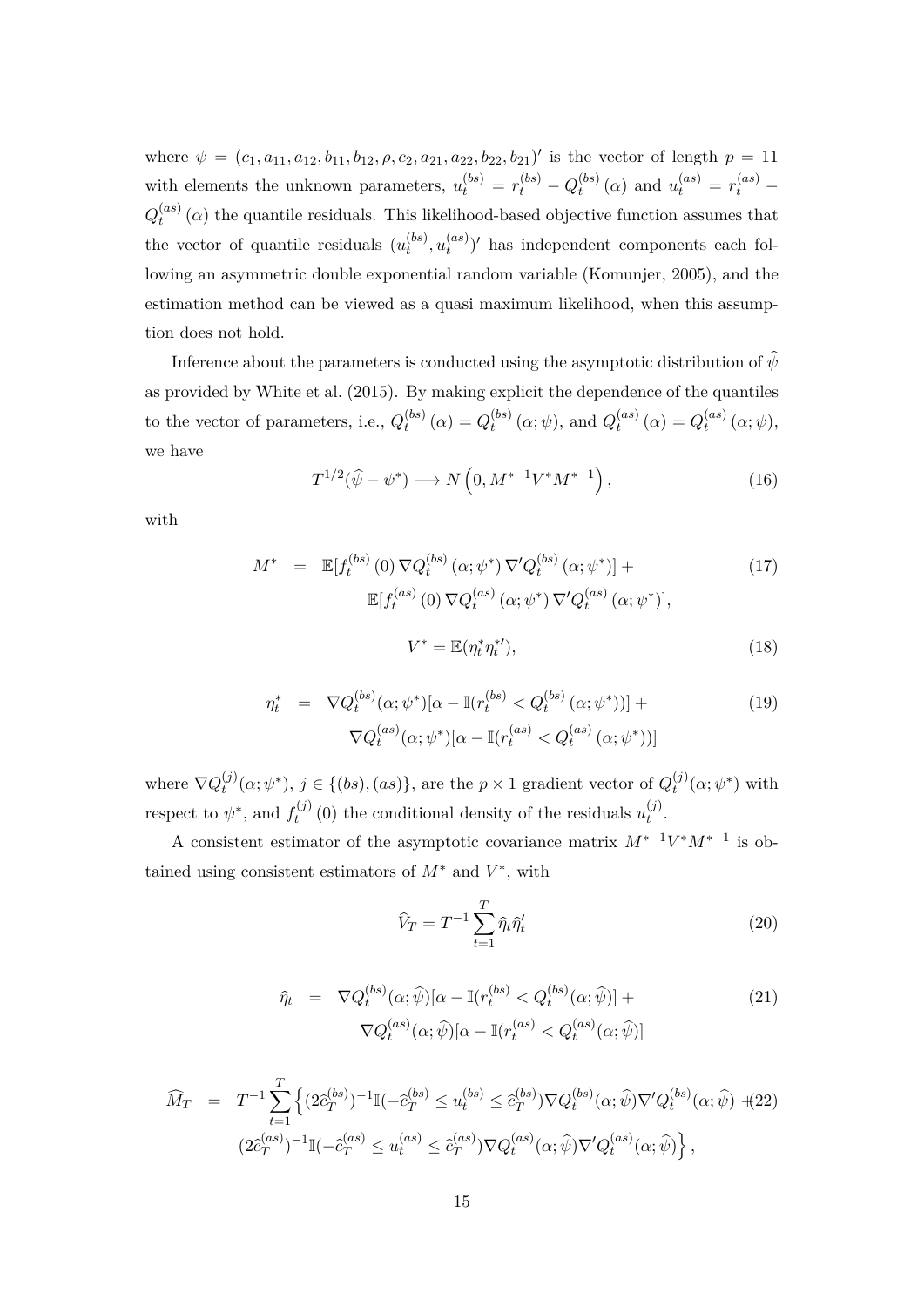where $\psi = (c_1, a_{11}, a_{12}, b_{11}, b_{12}, \rho, c_2, a_{21}, a_{22}, b_{22}, b_{21})'$ is the vector of length $p = 11$ with elements the unknown parameters, $u_t^{(bs)} = r_t^{(bs)} - Q_t^{(bs)}(\alpha)$ and $u_t^{(as)} = r_t^{(as)} - Q_t^{(as)}(\alpha)$ the quantile residuals. This likelihood-based objective function assumes that the vector of quantile residuals $(u_t^{(bs)}, u_t^{(as)})'$ has independent components each following an asymmetric double exponential random variable (Komunjer, 2005), and the estimation method can be viewed as a quasi maximum likelihood, when this assumption does not hold.

Inference about the parameters is conducted using the asymptotic distribution of $\widehat{\psi}$ as provided by White et al. (2015). By making explicit the dependence of the quantiles to the vector of parameters, i.e., $Q_t^{(bs)}(\alpha) = Q_t^{(bs)}(\alpha;\psi)$, and $Q_t^{(as)}(\alpha) = Q_t^{(as)}(\alpha;\psi)$, we have

$$T^{1/2}(\widehat{\psi} - \psi^*) \longrightarrow N\left(0, M^{*-1}V^*M^{*-1}\right), \tag{16}$$

with

$$\begin{aligned} M^* &= \mathbb{E}[f_t^{(bs)}(0)\nabla Q_t^{(bs)}(\alpha;\psi^*)\nabla' Q_t^{(bs)}(\alpha;\psi^*)] + \\ &\quad \mathbb{E}[f_t^{(as)}(0)\nabla Q_t^{(as)}(\alpha;\psi^*)\nabla' Q_t^{(as)}(\alpha;\psi^*)], \end{aligned} \tag{17}$$

$$V^* = \mathbb{E}(\eta_t^* \eta_t^{*\prime}), \tag{18}$$

$$\begin{aligned} \eta_t^* &= \nabla Q_t^{(bs)}(\alpha;\psi^*)[\alpha - \mathbb{I}(r_t^{(bs)} < Q_t^{(bs)}(\alpha;\psi^*))] + \\ &\quad \nabla Q_t^{(as)}(\alpha;\psi^*)[\alpha - \mathbb{I}(r_t^{(as)} < Q_t^{(as)}(\alpha;\psi^*))] \end{aligned} \tag{19}$$

where $\nabla Q_t^{(j)}(\alpha;\psi^*)$, $j \in \{(bs),(as)\}$, are the $p \times 1$ gradient vector of $Q_t^{(j)}(\alpha;\psi^*)$ with respect to $\psi^*$, and $f_t^{(j)}(0)$ the conditional density of the residuals $u_t^{(j)}$.

A consistent estimator of the asymptotic covariance matrix $M^{*-1}V^*M^{*-1}$ is obtained using consistent estimators of $M^*$ and $V^*$, with

$$\widehat{V}_T = T^{-1}\sum_{t=1}^{T} \widehat{\eta}_t \widehat{\eta}_t' \tag{20}$$

$$\begin{aligned} \widehat{\eta}_t &= \nabla Q_t^{(bs)}(\alpha;\widehat{\psi})[\alpha - \mathbb{I}(r_t^{(bs)} < Q_t^{(bs)}(\alpha;\widehat{\psi})] + \\ &\quad \nabla Q_t^{(as)}(\alpha;\widehat{\psi})[\alpha - \mathbb{I}(r_t^{(as)} < Q_t^{(as)}(\alpha;\widehat{\psi})] \end{aligned} \tag{21}$$

$$\begin{aligned} \widehat{M}_T &= T^{-1}\sum_{t=1}^{T}\Big\{(2\widehat{c}_T^{(bs)})^{-1}\mathbb{I}(-\widehat{c}_T^{(bs)} \le u_t^{(bs)} \le \widehat{c}_T^{(bs)})\nabla Q_t^{(bs)}(\alpha;\widehat{\psi})\nabla' Q_t^{(bs)}(\alpha;\widehat{\psi}) + \\ &\quad (2\widehat{c}_T^{(as)})^{-1}\mathbb{I}(-\widehat{c}_T^{(as)} \le u_t^{(as)} \le \widehat{c}_T^{(as)})\nabla Q_t^{(as)}(\alpha;\widehat{\psi})\nabla' Q_t^{(as)}(\alpha;\widehat{\psi})\Big\}, \end{aligned} \tag{22}$$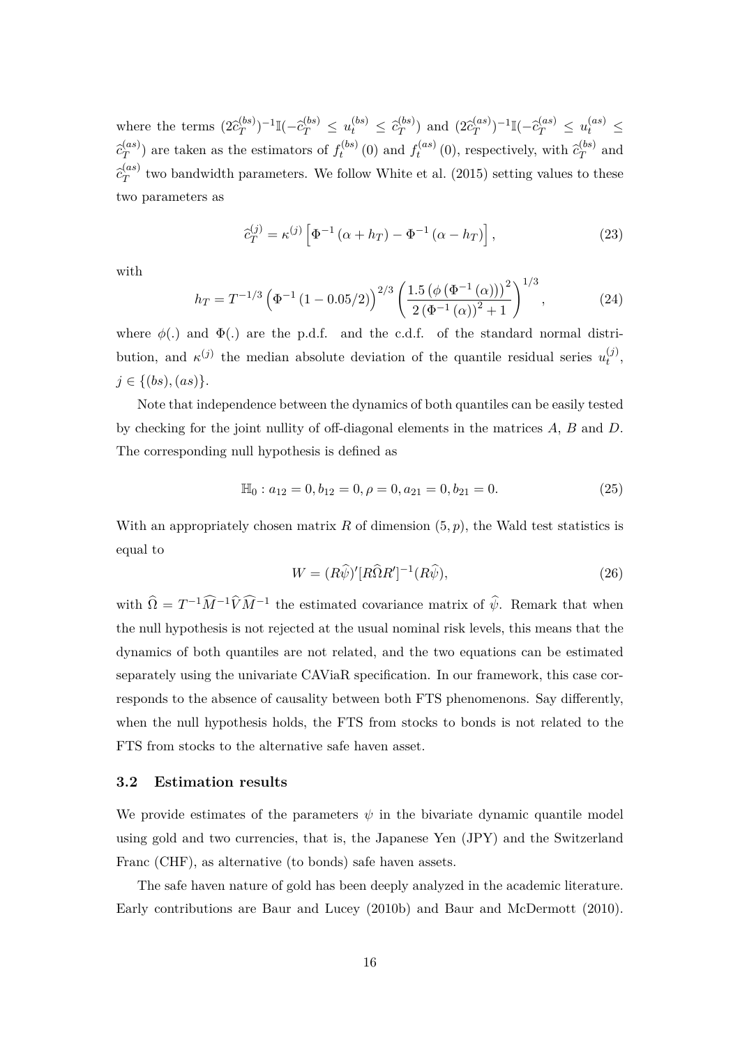where the terms $(2\widehat{c}_T^{(bs)})^{-1}\mathbb{I}(-\widehat{c}_T^{(bs)} \leq u_t^{(bs)} \leq \widehat{c}_T^{(bs)})$ and $(2\widehat{c}_T^{(as)})^{-1}\mathbb{I}(-\widehat{c}_T^{(as)} \leq u_t^{(as)} \leq \widehat{c}_T^{(as)})$ are taken as the estimators of $f_t^{(bs)}(0)$ and $f_t^{(as)}(0)$, respectively, with $\widehat{c}_T^{(bs)}$ and $\widehat{c}_T^{(as)}$ two bandwidth parameters. We follow White et al. (2015) setting values to these two parameters as

$$\widehat{c}_T^{(j)} = \kappa^{(j)} \left[ \Phi^{-1}(\alpha + h_T) - \Phi^{-1}(\alpha - h_T) \right], \tag{23}$$

with

$$h_T = T^{-1/3} \left( \Phi^{-1}(1 - 0.05/2) \right)^{2/3} \left( \frac{1.5 \left( \phi \left( \Phi^{-1}(\alpha) \right) \right)^2}{2 \left( \Phi^{-1}(\alpha) \right)^2 + 1} \right)^{1/3}, \tag{24}$$

where $\phi(.)$ and $\Phi(.)$ are the p.d.f. and the c.d.f. of the standard normal distribution, and $\kappa^{(j)}$ the median absolute deviation of the quantile residual series $u_t^{(j)}$, $j \in \{(bs), (as)\}$.

Note that independence between the dynamics of both quantiles can be easily tested by checking for the joint nullity of off-diagonal elements in the matrices $A$, $B$ and $D$. The corresponding null hypothesis is defined as

$$\mathbb{H}_0 : a_{12} = 0, b_{12} = 0, \rho = 0, a_{21} = 0, b_{21} = 0. \tag{25}$$

With an appropriately chosen matrix $R$ of dimension $(5, p)$, the Wald test statistics is equal to

$$W = (R\widehat{\psi})'[R\widehat{\Omega}R']^{-1}(R\widehat{\psi}), \tag{26}$$

with $\widehat{\Omega} = T^{-1}\widehat{M}^{-1}\widehat{V}\widehat{M}^{-1}$ the estimated covariance matrix of $\widehat{\psi}$. Remark that when the null hypothesis is not rejected at the usual nominal risk levels, this means that the dynamics of both quantiles are not related, and the two equations can be estimated separately using the univariate CAViaR specification. In our framework, this case corresponds to the absence of causality between both FTS phenomenons. Say differently, when the null hypothesis holds, the FTS from stocks to bonds is not related to the FTS from stocks to the alternative safe haven asset.

### 3.2 Estimation results

We provide estimates of the parameters $\psi$ in the bivariate dynamic quantile model using gold and two currencies, that is, the Japanese Yen (JPY) and the Switzerland Franc (CHF), as alternative (to bonds) safe haven assets.

The safe haven nature of gold has been deeply analyzed in the academic literature. Early contributions are Baur and Lucey (2010b) and Baur and McDermott (2010).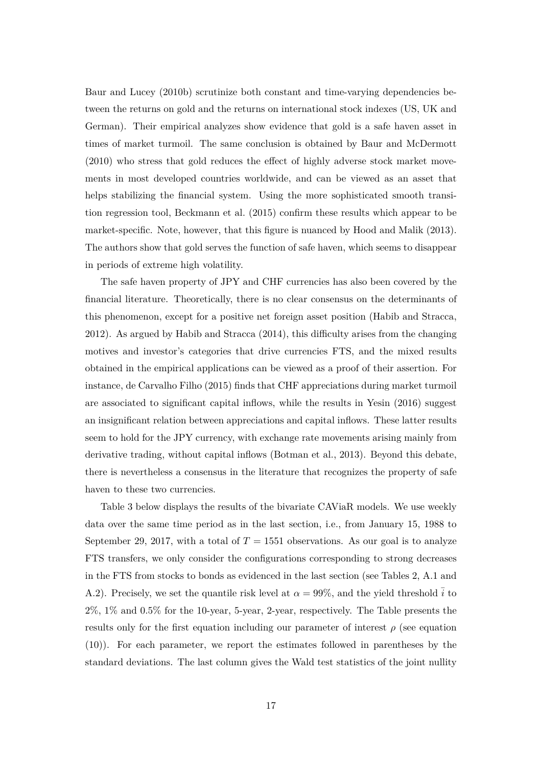Baur and Lucey (2010b) scrutinize both constant and time-varying dependencies between the returns on gold and the returns on international stock indexes (US, UK and German). Their empirical analyzes show evidence that gold is a safe haven asset in times of market turmoil. The same conclusion is obtained by Baur and McDermott (2010) who stress that gold reduces the effect of highly adverse stock market movements in most developed countries worldwide, and can be viewed as an asset that helps stabilizing the financial system. Using the more sophisticated smooth transition regression tool, Beckmann et al. (2015) confirm these results which appear to be market-specific. Note, however, that this figure is nuanced by Hood and Malik (2013). The authors show that gold serves the function of safe haven, which seems to disappear in periods of extreme high volatility.

The safe haven property of JPY and CHF currencies has also been covered by the financial literature. Theoretically, there is no clear consensus on the determinants of this phenomenon, except for a positive net foreign asset position (Habib and Stracca, 2012). As argued by Habib and Stracca (2014), this difficulty arises from the changing motives and investor's categories that drive currencies FTS, and the mixed results obtained in the empirical applications can be viewed as a proof of their assertion. For instance, de Carvalho Filho (2015) finds that CHF appreciations during market turmoil are associated to significant capital inflows, while the results in Yesin (2016) suggest an insignificant relation between appreciations and capital inflows. These latter results seem to hold for the JPY currency, with exchange rate movements arising mainly from derivative trading, without capital inflows (Botman et al., 2013). Beyond this debate, there is nevertheless a consensus in the literature that recognizes the property of safe haven to these two currencies.

Table 3 below displays the results of the bivariate CAViaR models. We use weekly data over the same time period as in the last section, i.e., from January 15, 1988 to September 29, 2017, with a total of $T = 1551$ observations. As our goal is to analyze FTS transfers, we only consider the configurations corresponding to strong decreases in the FTS from stocks to bonds as evidenced in the last section (see Tables 2, A.1 and A.2). Precisely, we set the quantile risk level at $\alpha = 99\%$, and the yield threshold $\bar{i}$ to 2%, 1% and 0.5% for the 10-year, 5-year, 2-year, respectively. The Table presents the results only for the first equation including our parameter of interest $\rho$ (see equation (10)). For each parameter, we report the estimates followed in parentheses by the standard deviations. The last column gives the Wald test statistics of the joint nullity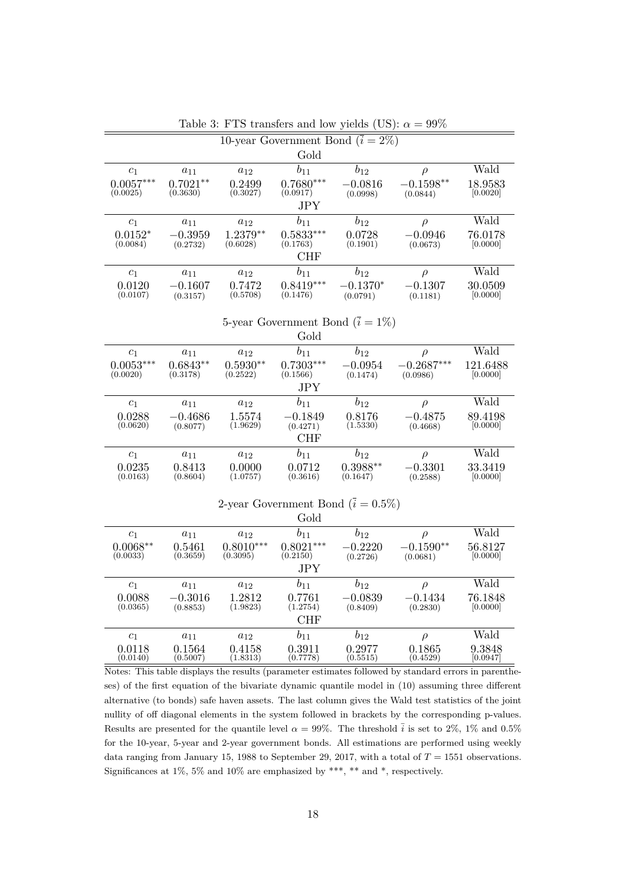Table 3: FTS transfers and low yields (US): $\alpha = 99\%$

| $c_1$ | $a_{11}$ | $a_{12}$ | $b_{11}$ | $b_{12}$ | $\rho$ | Wald |
|---|---|---|---|---|---|---|
| **10-year Government Bond ($\bar{i} = 2\%$)** | | | | | | |
| **Gold** | | | | | | |
| $0.0057^{***}$ | $0.7021^{**}$ | $0.2499$ | $0.7680^{***}$ | $-0.0816$ | $-0.1598^{**}$ | $18.9583$ |
| (0.0025) | (0.3630) | (0.3027) | (0.0917) | (0.0998) | (0.0844) | [0.0020] |
| **JPY** | | | | | | |
| $0.0152^{*}$ | $-0.3959$ | $1.2379^{**}$ | $0.5833^{***}$ | $0.0728$ | $-0.0946$ | $76.0178$ |
| (0.0084) | (0.2732) | (0.6028) | (0.1763) | (0.1901) | (0.0673) | [0.0000] |
| **CHF** | | | | | | |
| $0.0120$ | $-0.1607$ | $0.7472$ | $0.8419^{***}$ | $-0.1370^{*}$ | $-0.1307$ | $30.0509$ |
| (0.0107) | (0.3157) | (0.5708) | (0.1476) | (0.0791) | (0.1181) | [0.0000] |
| **5-year Government Bond ($\bar{i} = 1\%$)** | | | | | | |
| **Gold** | | | | | | |
| $0.0053^{***}$ | $0.6843^{**}$ | $0.5930^{**}$ | $0.7303^{***}$ | $-0.0954$ | $-0.2687^{***}$ | $121.6488$ |
| (0.0020) | (0.3178) | (0.2522) | (0.1566) | (0.1474) | (0.0986) | [0.0000] |
| **JPY** | | | | | | |
| $0.0288$ | $-0.4686$ | $1.5574$ | $-0.1849$ | $0.8176$ | $-0.4875$ | $89.4198$ |
| (0.0620) | (0.8077) | (1.9629) | (0.4271) | (1.5330) | (0.4668) | [0.0000] |
| **CHF** | | | | | | |
| $0.0235$ | $0.8413$ | $0.0000$ | $0.0712$ | $0.3988^{**}$ | $-0.3301$ | $33.3419$ |
| (0.0163) | (0.8604) | (1.0757) | (0.3616) | (0.1647) | (0.2588) | [0.0000] |
| **2-year Government Bond ($\bar{i} = 0.5\%$)** | | | | | | |
| **Gold** | | | | | | |
| $0.0068^{**}$ | $0.5461$ | $0.8010^{***}$ | $0.8021^{***}$ | $-0.2220$ | $-0.1590^{**}$ | $56.8127$ |
| (0.0033) | (0.3659) | (0.3095) | (0.2150) | (0.2726) | (0.0681) | [0.0000] |
| **JPY** | | | | | | |
| $0.0088$ | $-0.3016$ | $1.2812$ | $0.7761$ | $-0.0839$ | $-0.1434$ | $76.1848$ |
| (0.0365) | (0.8853) | (1.9823) | (1.2754) | (0.8409) | (0.2830) | [0.0000] |
| **CHF** | | | | | | |
| $0.0118$ | $0.1564$ | $0.4158$ | $0.3911$ | $0.2977$ | $0.1865$ | $9.3848$ |
| (0.0140) | (0.5007) | (1.8313) | (0.7778) | (0.5515) | (0.4529) | [0.0947] |

Notes: This table displays the results (parameter estimates followed by standard errors in parentheses) of the first equation of the bivariate dynamic quantile model in (10) assuming three different alternative (to bonds) safe haven assets. The last column gives the Wald test statistics of the joint nullity of off diagonal elements in the system followed in brackets by the corresponding p-values. Results are presented for the quantile level $\alpha = 99\%$. The threshold $\bar{i}$ is set to 2%, 1% and 0.5% for the 10-year, 5-year and 2-year government bonds. All estimations are performed using weekly data ranging from January 15, 1988 to September 29, 2017, with a total of $T = 1551$ observations. Significances at 1%, 5% and 10% are emphasized by ***, ** and *, respectively.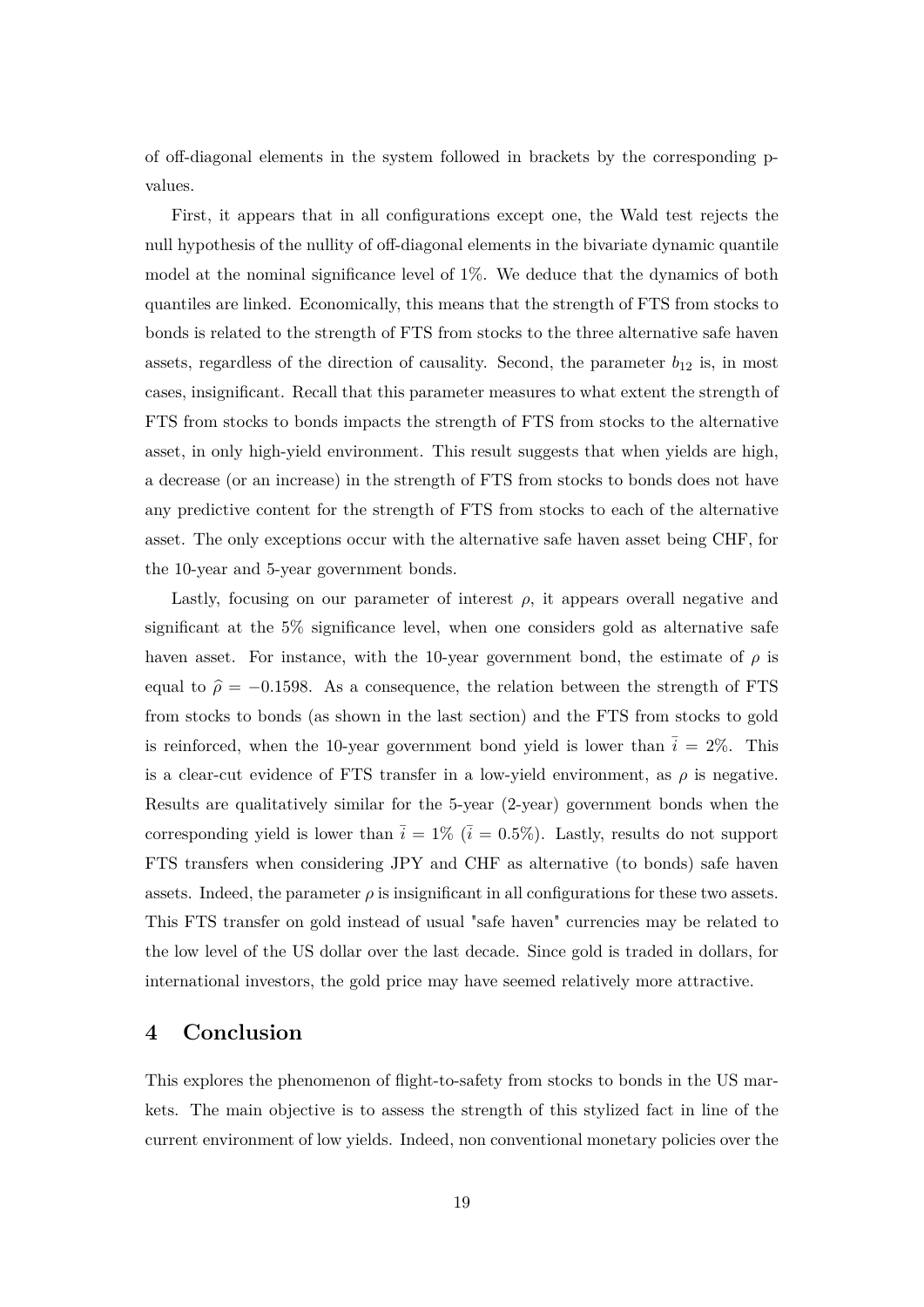of off-diagonal elements in the system followed in brackets by the corresponding p-values.

First, it appears that in all configurations except one, the Wald test rejects the null hypothesis of the nullity of off-diagonal elements in the bivariate dynamic quantile model at the nominal significance level of 1%. We deduce that the dynamics of both quantiles are linked. Economically, this means that the strength of FTS from stocks to bonds is related to the strength of FTS from stocks to the three alternative safe haven assets, regardless of the direction of causality. Second, the parameter $b_{12}$ is, in most cases, insignificant. Recall that this parameter measures to what extent the strength of FTS from stocks to bonds impacts the strength of FTS from stocks to the alternative asset, in only high-yield environment. This result suggests that when yields are high, a decrease (or an increase) in the strength of FTS from stocks to bonds does not have any predictive content for the strength of FTS from stocks to each of the alternative asset. The only exceptions occur with the alternative safe haven asset being CHF, for the 10-year and 5-year government bonds.

Lastly, focusing on our parameter of interest $\rho$, it appears overall negative and significant at the 5% significance level, when one considers gold as alternative safe haven asset. For instance, with the 10-year government bond, the estimate of $\rho$ is equal to $\widehat{\rho} = -0.1598$. As a consequence, the relation between the strength of FTS from stocks to bonds (as shown in the last section) and the FTS from stocks to gold is reinforced, when the 10-year government bond yield is lower than $\bar{i} = 2\%$. This is a clear-cut evidence of FTS transfer in a low-yield environment, as $\rho$ is negative. Results are qualitatively similar for the 5-year (2-year) government bonds when the corresponding yield is lower than $\bar{i} = 1\%$ ($\bar{i} = 0.5\%$). Lastly, results do not support FTS transfers when considering JPY and CHF as alternative (to bonds) safe haven assets. Indeed, the parameter $\rho$ is insignificant in all configurations for these two assets. This FTS transfer on gold instead of usual "safe haven" currencies may be related to the low level of the US dollar over the last decade. Since gold is traded in dollars, for international investors, the gold price may have seemed relatively more attractive.

# 4 Conclusion

This explores the phenomenon of flight-to-safety from stocks to bonds in the US markets. The main objective is to assess the strength of this stylized fact in line of the current environment of low yields. Indeed, non conventional monetary policies over the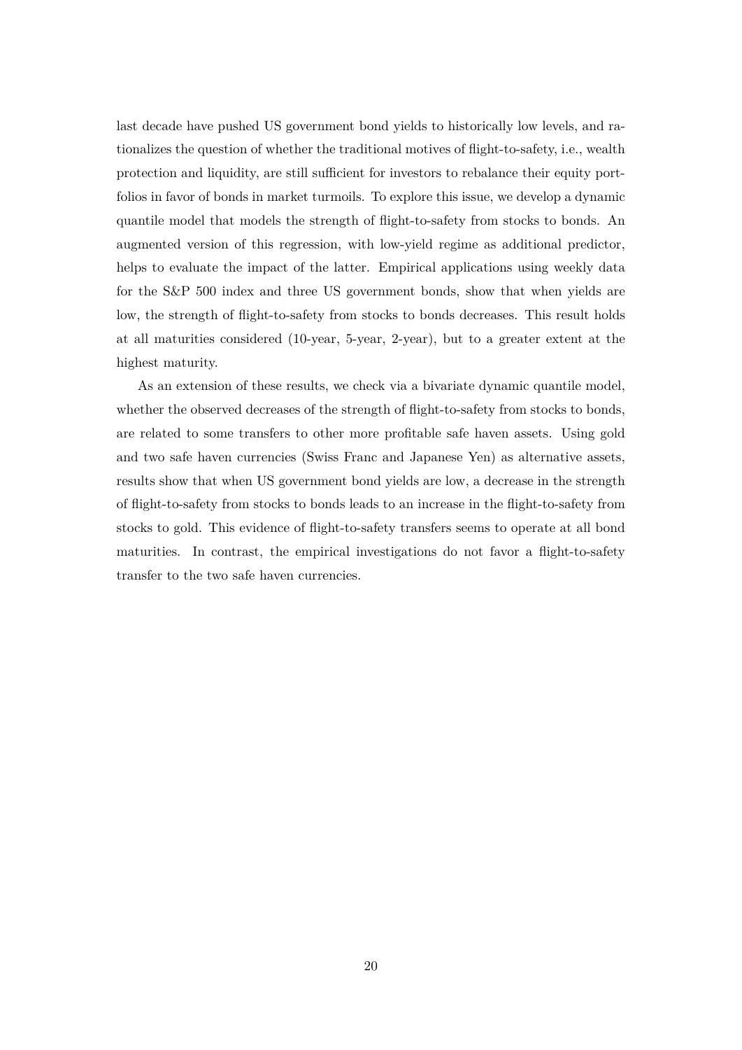last decade have pushed US government bond yields to historically low levels, and rationalizes the question of whether the traditional motives of flight-to-safety, i.e., wealth protection and liquidity, are still sufficient for investors to rebalance their equity portfolios in favor of bonds in market turmoils. To explore this issue, we develop a dynamic quantile model that models the strength of flight-to-safety from stocks to bonds. An augmented version of this regression, with low-yield regime as additional predictor, helps to evaluate the impact of the latter. Empirical applications using weekly data for the S&P 500 index and three US government bonds, show that when yields are low, the strength of flight-to-safety from stocks to bonds decreases. This result holds at all maturities considered (10-year, 5-year, 2-year), but to a greater extent at the highest maturity.

As an extension of these results, we check via a bivariate dynamic quantile model, whether the observed decreases of the strength of flight-to-safety from stocks to bonds, are related to some transfers to other more profitable safe haven assets. Using gold and two safe haven currencies (Swiss Franc and Japanese Yen) as alternative assets, results show that when US government bond yields are low, a decrease in the strength of flight-to-safety from stocks to bonds leads to an increase in the flight-to-safety from stocks to gold. This evidence of flight-to-safety transfers seems to operate at all bond maturities. In contrast, the empirical investigations do not favor a flight-to-safety transfer to the two safe haven currencies.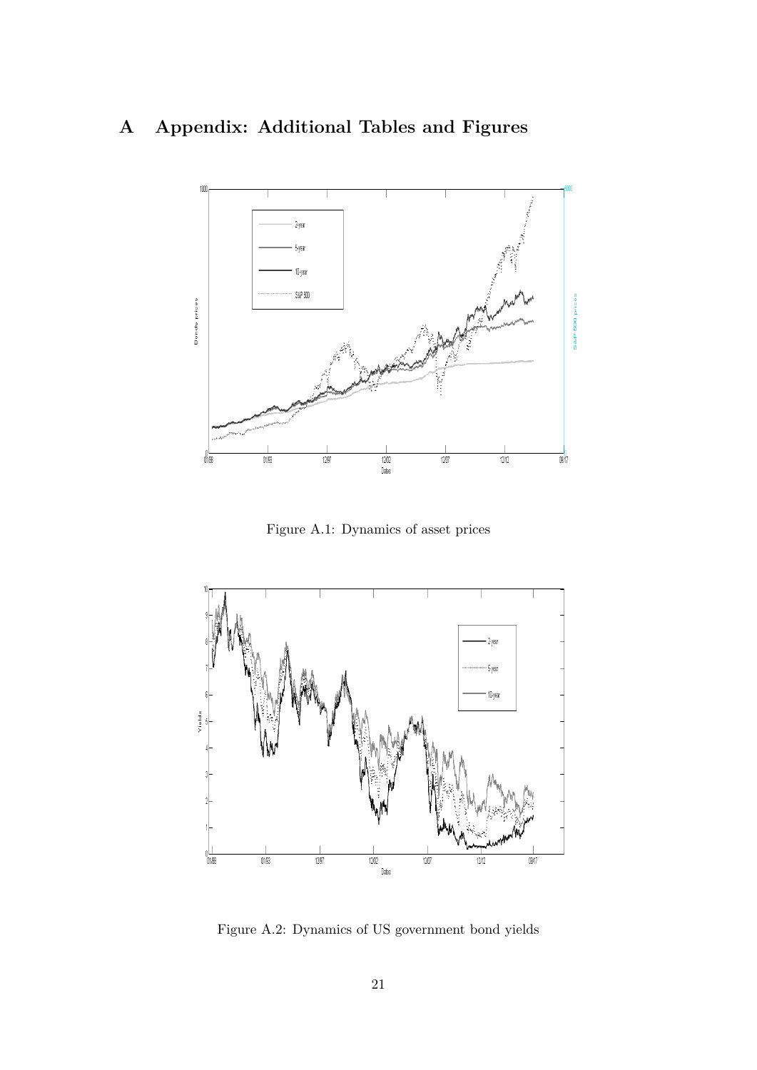# A Appendix: Additional Tables and Figures

Figure A.1: Dynamics of asset prices

Figure A.2: Dynamics of US government bond yields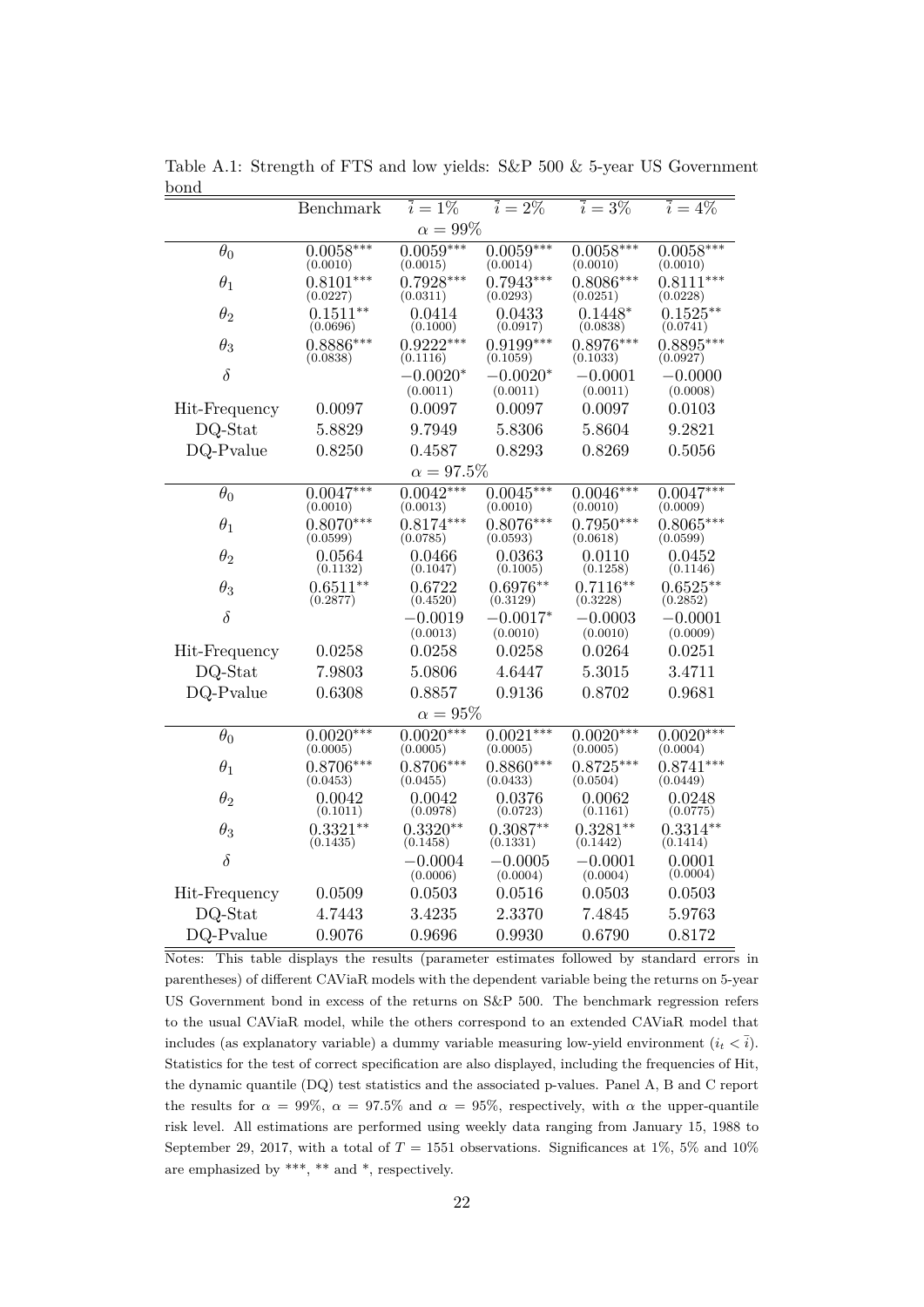Table A.1: Strength of FTS and low yields: S&P 500 & 5-year US Government bond

| | Benchmark | $\bar{i} = 1\%$ | $\bar{i} = 2\%$ | $\bar{i} = 3\%$ | $\bar{i} = 4\%$ |
|---|---|---|---|---|---|
| | | | $\alpha = 99\%$ | | |
| $\theta_0$ | $0.0058^{***}$ (0.0010) | $0.0059^{***}$ (0.0015) | $0.0059^{***}$ (0.0014) | $0.0058^{***}$ (0.0010) | $0.0058^{***}$ (0.0010) |
| $\theta_1$ | $0.8101^{***}$ (0.0227) | $0.7928^{***}$ (0.0311) | $0.7943^{***}$ (0.0293) | $0.8086^{***}$ (0.0251) | $0.8111^{***}$ (0.0228) |
| $\theta_2$ | $0.1511^{**}$ (0.0696) | 0.0414 (0.1000) | 0.0433 (0.0917) | $0.1448^{*}$ (0.0838) | $0.1525^{**}$ (0.0741) |
| $\theta_3$ | $0.8886^{***}$ (0.0838) | $0.9222^{***}$ (0.1116) | $0.9199^{***}$ (0.1059) | $0.8976^{***}$ (0.1033) | $0.8895^{***}$ (0.0927) |
| $\delta$ | | $-0.0020^{*}$ (0.0011) | $-0.0020^{*}$ (0.0011) | $-0.0001$ (0.0011) | $-0.0000$ (0.0008) |
| Hit-Frequency | 0.0097 | 0.0097 | 0.0097 | 0.0097 | 0.0103 |
| DQ-Stat | 5.8829 | 9.7949 | 5.8306 | 5.8604 | 9.2821 |
| DQ-Pvalue | 0.8250 | 0.4587 | 0.8293 | 0.8269 | 0.5056 |
| | | | $\alpha = 97.5\%$ | | |
| $\theta_0$ | $0.0047^{***}$ (0.0010) | $0.0042^{***}$ (0.0013) | $0.0045^{***}$ (0.0010) | $0.0046^{***}$ (0.0010) | $0.0047^{***}$ (0.0009) |
| $\theta_1$ | $0.8070^{***}$ (0.0599) | $0.8174^{***}$ (0.0785) | $0.8076^{***}$ (0.0593) | $0.7950^{***}$ (0.0618) | $0.8065^{***}$ (0.0599) |
| $\theta_2$ | 0.0564 (0.1132) | 0.0466 (0.1047) | 0.0363 (0.1005) | 0.0110 (0.1258) | 0.0452 (0.1146) |
| $\theta_3$ | $0.6511^{**}$ (0.2877) | 0.6722 (0.4520) | $0.6976^{**}$ (0.3129) | $0.7116^{**}$ (0.3228) | $0.6525^{**}$ (0.2852) |
| $\delta$ | | $-0.0019$ (0.0013) | $-0.0017^{*}$ (0.0010) | $-0.0003$ (0.0010) | $-0.0001$ (0.0009) |
| Hit-Frequency | 0.0258 | 0.0258 | 0.0258 | 0.0264 | 0.0251 |
| DQ-Stat | 7.9803 | 5.0806 | 4.6447 | 5.3015 | 3.4711 |
| DQ-Pvalue | 0.6308 | 0.8857 | 0.9136 | 0.8702 | 0.9681 |
| | | | $\alpha = 95\%$ | | |
| $\theta_0$ | $0.0020^{***}$ (0.0005) | $0.0020^{***}$ (0.0005) | $0.0021^{***}$ (0.0005) | $0.0020^{***}$ (0.0005) | $0.0020^{***}$ (0.0004) |
| $\theta_1$ | $0.8706^{***}$ (0.0453) | $0.8706^{***}$ (0.0455) | $0.8860^{***}$ (0.0433) | $0.8725^{***}$ (0.0504) | $0.8741^{***}$ (0.0449) |
| $\theta_2$ | 0.0042 (0.1011) | 0.0042 (0.0978) | 0.0376 (0.0723) | 0.0062 (0.1161) | 0.0248 (0.0775) |
| $\theta_3$ | $0.3321^{**}$ (0.1435) | $0.3320^{**}$ (0.1458) | $0.3087^{**}$ (0.1331) | $0.3281^{**}$ (0.1442) | $0.3314^{**}$ (0.1414) |
| $\delta$ | | $-0.0004$ (0.0006) | $-0.0005$ (0.0004) | $-0.0001$ (0.0004) | 0.0001 (0.0004) |
| Hit-Frequency | 0.0509 | 0.0503 | 0.0516 | 0.0503 | 0.0503 |
| DQ-Stat | 4.7443 | 3.4235 | 2.3370 | 7.4845 | 5.9763 |
| DQ-Pvalue | 0.9076 | 0.9696 | 0.9930 | 0.6790 | 0.8172 |

Notes: This table displays the results (parameter estimates followed by standard errors in parentheses) of different CAViaR models with the dependent variable being the returns on 5-year US Government bond in excess of the returns on S&P 500. The benchmark regression refers to the usual CAViaR model, while the others correspond to an extended CAViaR model that includes (as explanatory variable) a dummy variable measuring low-yield environment ($i_t < \bar{i}$). Statistics for the test of correct specification are also displayed, including the frequencies of Hit, the dynamic quantile (DQ) test statistics and the associated p-values. Panel A, B and C report the results for $\alpha = 99\%$, $\alpha = 97.5\%$ and $\alpha = 95\%$, respectively, with $\alpha$ the upper-quantile risk level. All estimations are performed using weekly data ranging from January 15, 1988 to September 29, 2017, with a total of $T = 1551$ observations. Significances at 1%, 5% and 10% are emphasized by ***, ** and *, respectively.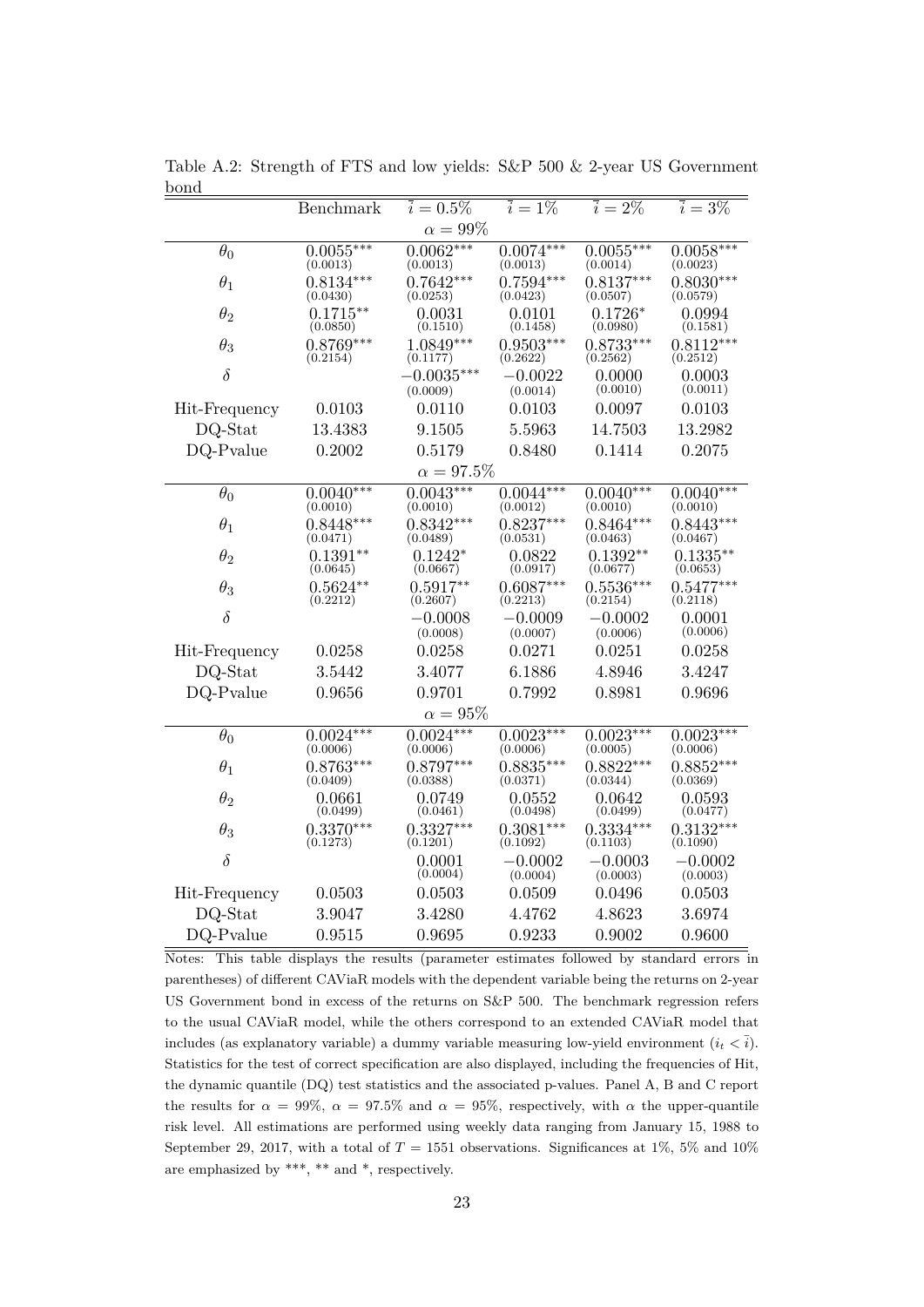Table A.2: Strength of FTS and low yields: S&P 500 & 2-year US Government bond

| | Benchmark | $\bar{i} = 0.5\%$ | $\bar{i} = 1\%$ | $\bar{i} = 2\%$ | $\bar{i} = 3\%$ |
|---|---|---|---|---|---|
| | | $\alpha = 99\%$ | | | |
| $\theta_0$ | $0.0055^{***}$ (0.0013) | $0.0062^{***}$ (0.0013) | $0.0074^{***}$ (0.0013) | $0.0055^{***}$ (0.0014) | $0.0058^{***}$ (0.0023) |
| $\theta_1$ | $0.8134^{***}$ (0.0430) | $0.7642^{***}$ (0.0253) | $0.7594^{***}$ (0.0423) | $0.8137^{***}$ (0.0507) | $0.8030^{***}$ (0.0579) |
| $\theta_2$ | $0.1715^{**}$ (0.0850) | 0.0031 (0.1510) | 0.0101 (0.1458) | $0.1726^{*}$ (0.0980) | 0.0994 (0.1581) |
| $\theta_3$ | $0.8769^{***}$ (0.2154) | $1.0849^{***}$ (0.1177) | $0.9503^{***}$ (0.2622) | $0.8733^{***}$ (0.2562) | $0.8112^{***}$ (0.2512) |
| $\delta$ | | $-0.0035^{***}$ (0.0009) | $-0.0022$ (0.0014) | 0.0000 (0.0010) | 0.0003 (0.0011) |
| Hit-Frequency | 0.0103 | 0.0110 | 0.0103 | 0.0097 | 0.0103 |
| DQ-Stat | 13.4383 | 9.1505 | 5.5963 | 14.7503 | 13.2982 |
| DQ-Pvalue | 0.2002 | 0.5179 | 0.8480 | 0.1414 | 0.2075 |
| | | $\alpha = 97.5\%$ | | | |
| $\theta_0$ | $0.0040^{***}$ (0.0010) | $0.0043^{***}$ (0.0010) | $0.0044^{***}$ (0.0012) | $0.0040^{***}$ (0.0010) | $0.0040^{***}$ (0.0010) |
| $\theta_1$ | $0.8448^{***}$ (0.0471) | $0.8342^{***}$ (0.0489) | $0.8237^{***}$ (0.0531) | $0.8464^{***}$ (0.0463) | $0.8443^{***}$ (0.0467) |
| $\theta_2$ | $0.1391^{**}$ (0.0645) | $0.1242^{*}$ (0.0667) | 0.0822 (0.0917) | $0.1392^{**}$ (0.0677) | $0.1335^{**}$ (0.0653) |
| $\theta_3$ | $0.5624^{**}$ (0.2212) | $0.5917^{**}$ (0.2607) | $0.6087^{***}$ (0.2213) | $0.5536^{***}$ (0.2154) | $0.5477^{***}$ (0.2118) |
| $\delta$ | | $-0.0008$ (0.0008) | $-0.0009$ (0.0007) | $-0.0002$ (0.0006) | 0.0001 (0.0006) |
| Hit-Frequency | 0.0258 | 0.0258 | 0.0271 | 0.0251 | 0.0258 |
| DQ-Stat | 3.5442 | 3.4077 | 6.1886 | 4.8946 | 3.4247 |
| DQ-Pvalue | 0.9656 | 0.9701 | 0.7992 | 0.8981 | 0.9696 |
| | | $\alpha = 95\%$ | | | |
| $\theta_0$ | $0.0024^{***}$ (0.0006) | $0.0024^{***}$ (0.0006) | $0.0023^{***}$ (0.0006) | $0.0023^{***}$ (0.0005) | $0.0023^{***}$ (0.0006) |
| $\theta_1$ | $0.8763^{***}$ (0.0409) | $0.8797^{***}$ (0.0388) | $0.8835^{***}$ (0.0371) | $0.8822^{***}$ (0.0344) | $0.8852^{***}$ (0.0369) |
| $\theta_2$ | 0.0661 (0.0499) | 0.0749 (0.0461) | 0.0552 (0.0498) | 0.0642 (0.0499) | 0.0593 (0.0477) |
| $\theta_3$ | $0.3370^{***}$ (0.1273) | $0.3327^{***}$ (0.1201) | $0.3081^{***}$ (0.1092) | $0.3334^{***}$ (0.1103) | $0.3132^{***}$ (0.1090) |
| $\delta$ | | 0.0001 (0.0004) | $-0.0002$ (0.0004) | $-0.0003$ (0.0003) | $-0.0002$ (0.0003) |
| Hit-Frequency | 0.0503 | 0.0503 | 0.0509 | 0.0496 | 0.0503 |
| DQ-Stat | 3.9047 | 3.4280 | 4.4762 | 4.8623 | 3.6974 |
| DQ-Pvalue | 0.9515 | 0.9695 | 0.9233 | 0.9002 | 0.9600 |

Notes: This table displays the results (parameter estimates followed by standard errors in parentheses) of different CAViaR models with the dependent variable being the returns on 2-year US Government bond in excess of the returns on S&P 500. The benchmark regression refers to the usual CAViaR model, while the others correspond to an extended CAViaR model that includes (as explanatory variable) a dummy variable measuring low-yield environment ($i_t < \bar{i}$). Statistics for the test of correct specification are also displayed, including the frequencies of Hit, the dynamic quantile (DQ) test statistics and the associated p-values. Panel A, B and C report the results for $\alpha = 99\%$, $\alpha = 97.5\%$ and $\alpha = 95\%$, respectively, with $\alpha$ the upper-quantile risk level. All estimations are performed using weekly data ranging from January 15, 1988 to September 29, 2017, with a total of $T = 1551$ observations. Significances at 1%, 5% and 10% are emphasized by ***, ** and *, respectively.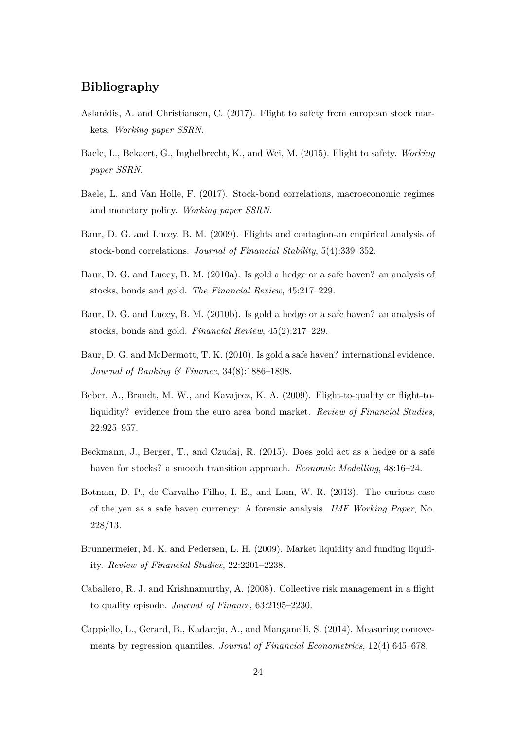## Bibliography

Aslanidis, A. and Christiansen, C. (2017). Flight to safety from european stock markets. *Working paper SSRN*.

Baele, L., Bekaert, G., Inghelbrecht, K., and Wei, M. (2015). Flight to safety. *Working paper SSRN*.

Baele, L. and Van Holle, F. (2017). Stock-bond correlations, macroeconomic regimes and monetary policy. *Working paper SSRN*.

Baur, D. G. and Lucey, B. M. (2009). Flights and contagion-an empirical analysis of stock-bond correlations. *Journal of Financial Stability*, 5(4):339–352.

Baur, D. G. and Lucey, B. M. (2010a). Is gold a hedge or a safe haven? an analysis of stocks, bonds and gold. *The Financial Review*, 45:217–229.

Baur, D. G. and Lucey, B. M. (2010b). Is gold a hedge or a safe haven? an analysis of stocks, bonds and gold. *Financial Review*, 45(2):217–229.

Baur, D. G. and McDermott, T. K. (2010). Is gold a safe haven? international evidence. *Journal of Banking & Finance*, 34(8):1886–1898.

Beber, A., Brandt, M. W., and Kavajecz, K. A. (2009). Flight-to-quality or flight-to-liquidity? evidence from the euro area bond market. *Review of Financial Studies*, 22:925–957.

Beckmann, J., Berger, T., and Czudaj, R. (2015). Does gold act as a hedge or a safe haven for stocks? a smooth transition approach. *Economic Modelling*, 48:16–24.

Botman, D. P., de Carvalho Filho, I. E., and Lam, W. R. (2013). The curious case of the yen as a safe haven currency: A forensic analysis. *IMF Working Paper*, No. 228/13.

Brunnermeier, M. K. and Pedersen, L. H. (2009). Market liquidity and funding liquidity. *Review of Financial Studies*, 22:2201–2238.

Caballero, R. J. and Krishnamurthy, A. (2008). Collective risk management in a flight to quality episode. *Journal of Finance*, 63:2195–2230.

Cappiello, L., Gerard, B., Kadareja, A., and Manganelli, S. (2014). Measuring comovements by regression quantiles. *Journal of Financial Econometrics*, 12(4):645–678.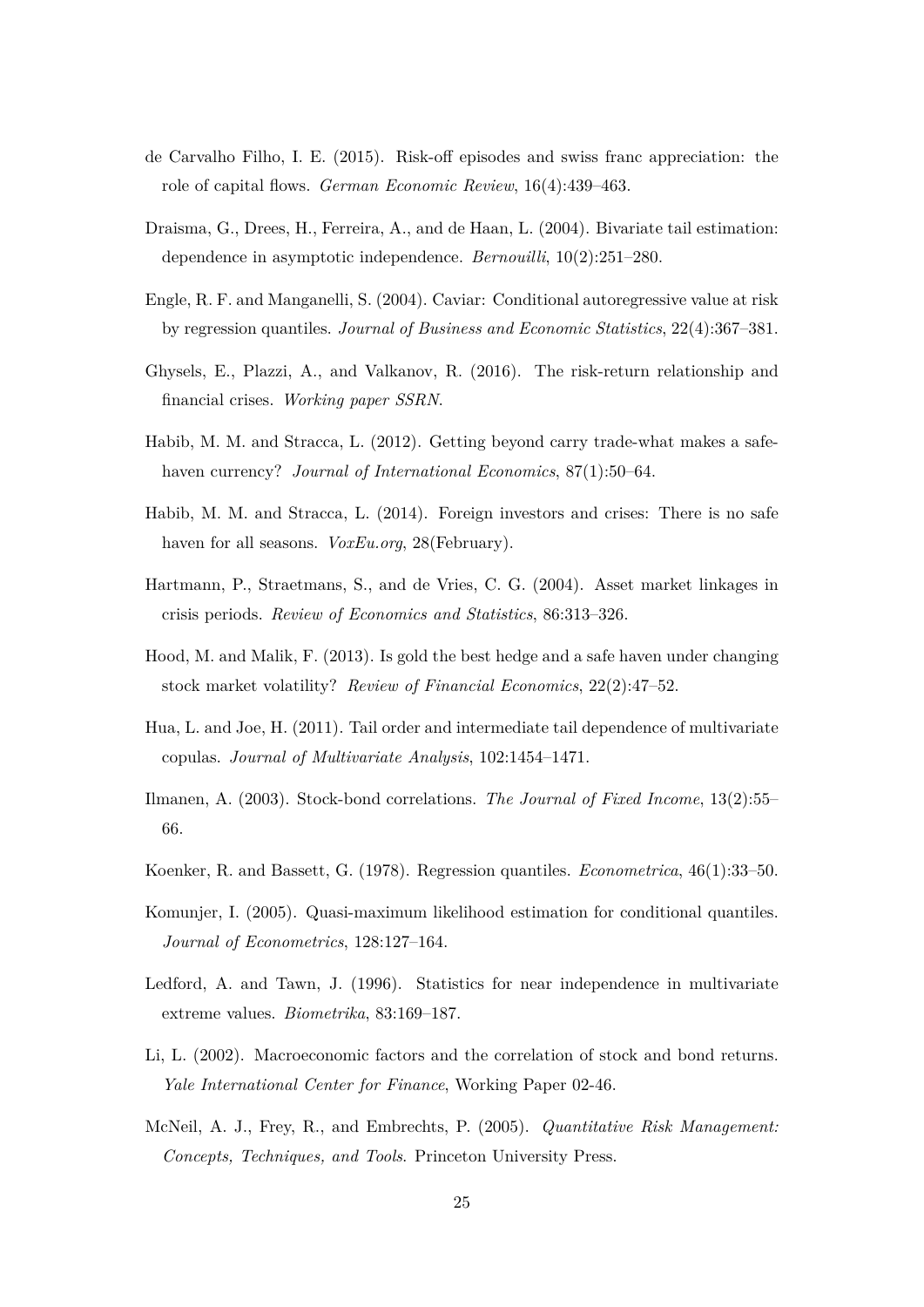de Carvalho Filho, I. E. (2015). Risk-off episodes and swiss franc appreciation: the role of capital flows. *German Economic Review*, 16(4):439–463.

Draisma, G., Drees, H., Ferreira, A., and de Haan, L. (2004). Bivariate tail estimation: dependence in asymptotic independence. *Bernouilli*, 10(2):251–280.

Engle, R. F. and Manganelli, S. (2004). Caviar: Conditional autoregressive value at risk by regression quantiles. *Journal of Business and Economic Statistics*, 22(4):367–381.

Ghysels, E., Plazzi, A., and Valkanov, R. (2016). The risk-return relationship and financial crises. *Working paper SSRN*.

Habib, M. M. and Stracca, L. (2012). Getting beyond carry trade-what makes a safe-haven currency? *Journal of International Economics*, 87(1):50–64.

Habib, M. M. and Stracca, L. (2014). Foreign investors and crises: There is no safe haven for all seasons. *VoxEu.org*, 28(February).

Hartmann, P., Straetmans, S., and de Vries, C. G. (2004). Asset market linkages in crisis periods. *Review of Economics and Statistics*, 86:313–326.

Hood, M. and Malik, F. (2013). Is gold the best hedge and a safe haven under changing stock market volatility? *Review of Financial Economics*, 22(2):47–52.

Hua, L. and Joe, H. (2011). Tail order and intermediate tail dependence of multivariate copulas. *Journal of Multivariate Analysis*, 102:1454–1471.

Ilmanen, A. (2003). Stock-bond correlations. *The Journal of Fixed Income*, 13(2):55–66.

Koenker, R. and Bassett, G. (1978). Regression quantiles. *Econometrica*, 46(1):33–50.

Komunjer, I. (2005). Quasi-maximum likelihood estimation for conditional quantiles. *Journal of Econometrics*, 128:127–164.

Ledford, A. and Tawn, J. (1996). Statistics for near independence in multivariate extreme values. *Biometrika*, 83:169–187.

Li, L. (2002). Macroeconomic factors and the correlation of stock and bond returns. *Yale International Center for Finance*, Working Paper 02-46.

McNeil, A. J., Frey, R., and Embrechts, P. (2005). *Quantitative Risk Management: Concepts, Techniques, and Tools*. Princeton University Press.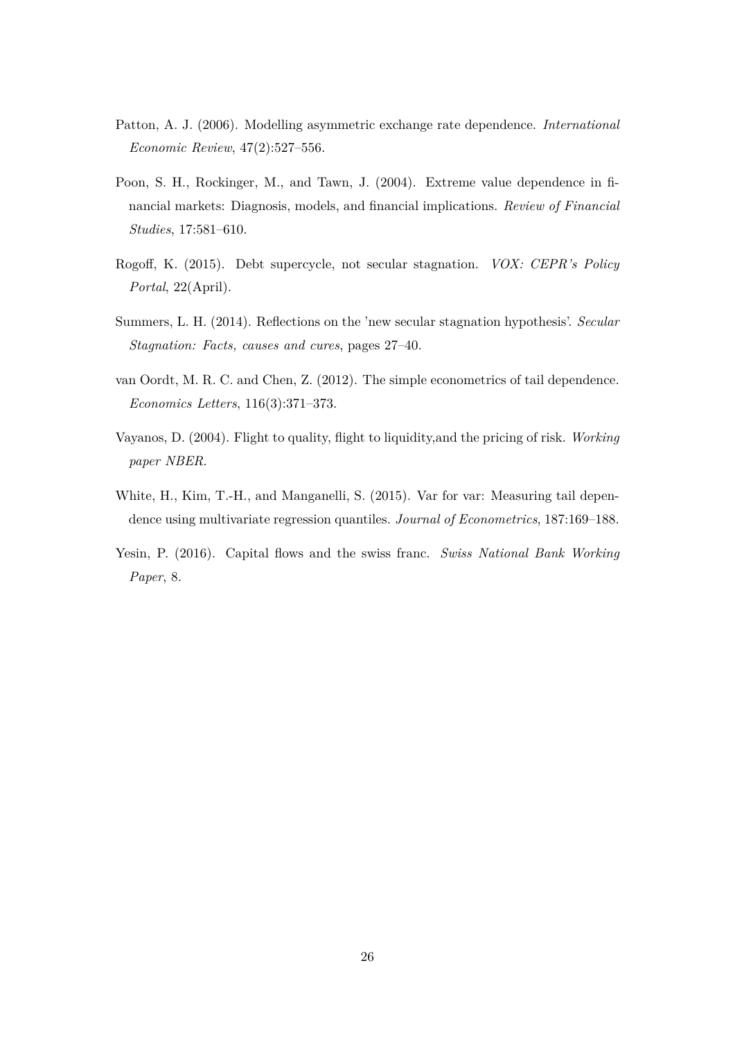Patton, A. J. (2006). Modelling asymmetric exchange rate dependence. *International Economic Review*, 47(2):527–556.

Poon, S. H., Rockinger, M., and Tawn, J. (2004). Extreme value dependence in financial markets: Diagnosis, models, and financial implications. *Review of Financial Studies*, 17:581–610.

Rogoff, K. (2015). Debt supercycle, not secular stagnation. *VOX: CEPR's Policy Portal*, 22(April).

Summers, L. H. (2014). Reflections on the 'new secular stagnation hypothesis'. *Secular Stagnation: Facts, causes and cures*, pages 27–40.

van Oordt, M. R. C. and Chen, Z. (2012). The simple econometrics of tail dependence. *Economics Letters*, 116(3):371–373.

Vayanos, D. (2004). Flight to quality, flight to liquidity,and the pricing of risk. *Working paper NBER*.

White, H., Kim, T.-H., and Manganelli, S. (2015). Var for var: Measuring tail dependence using multivariate regression quantiles. *Journal of Econometrics*, 187:169–188.

Yesin, P. (2016). Capital flows and the swiss franc. *Swiss National Bank Working Paper*, 8.